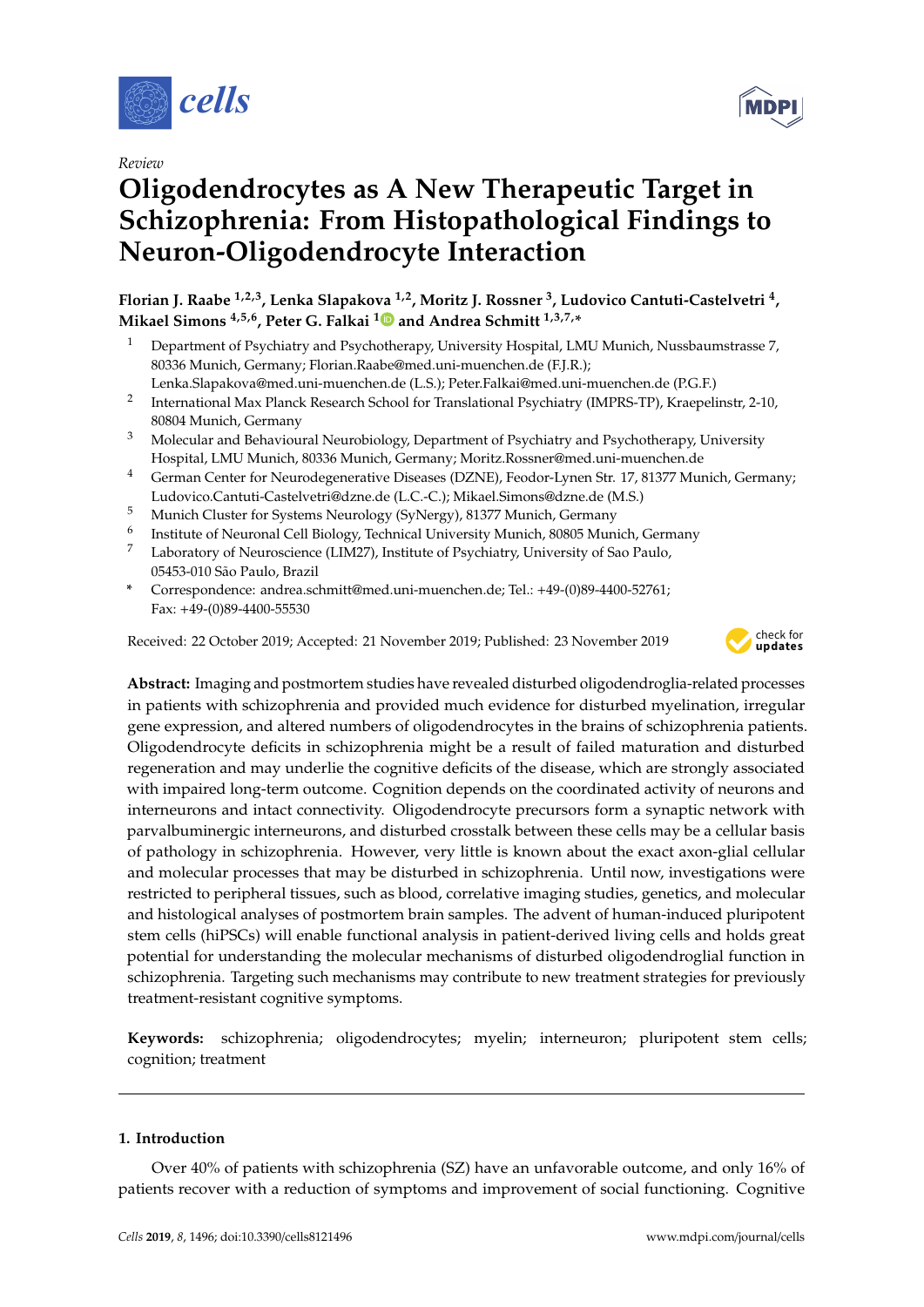*Review*

# Oligodendrocytes as A New Therapeutic Target in Schizophrenia: From Histopathological Findings to Neuron-Oligodendrocyte Interaction

**Florian J. Raabe [1,2,3], Lenka Slapakova [1,2], Moritz J. Rossner [3], Ludovico Cantuti-Castelvetri [4], Mikael Simons [4,5,6], Peter G. Falkai [1] and Andrea Schmitt [1,3,7,*]**

[1] Department of Psychiatry and Psychotherapy, University Hospital, LMU Munich, Nussbaumstrasse 7, 80336 Munich, Germany; Florian.Raabe@med.uni-muenchen.de (F.J.R.); Lenka.Slapakova@med.uni-muenchen.de (L.S.); Peter.Falkai@med.uni-muenchen.de (P.G.F.)

[2] International Max Planck Research School for Translational Psychiatry (IMPRS-TP), Kraepelinstr, 2-10, 80804 Munich, Germany

[3] Molecular and Behavioural Neurobiology, Department of Psychiatry and Psychotherapy, University Hospital, LMU Munich, 80336 Munich, Germany; Moritz.Rossner@med.uni-muenchen.de

[4] German Center for Neurodegenerative Diseases (DZNE), Feodor-Lynen Str. 17, 81377 Munich, Germany; Ludovico.Cantuti-Castelvetri@dzne.de (L.C.-C.); Mikael.Simons@dzne.de (M.S.)

[5] Munich Cluster for Systems Neurology (SyNergy), 81377 Munich, Germany

[6] Institute of Neuronal Cell Biology, Technical University Munich, 80805 Munich, Germany

[7] Laboratory of Neuroscience (LIM27), Institute of Psychiatry, University of Sao Paulo, 05453-010 São Paulo, Brazil

[*] Correspondence: andrea.schmitt@med.uni-muenchen.de; Tel.: +49-(0)89-4400-52761; Fax: +49-(0)89-4400-55530

Received: 22 October 2019; Accepted: 21 November 2019; Published: 23 November 2019

**Abstract:** Imaging and postmortem studies have revealed disturbed oligodendroglia-related processes in patients with schizophrenia and provided much evidence for disturbed myelination, irregular gene expression, and altered numbers of oligodendrocytes in the brains of schizophrenia patients. Oligodendrocyte deficits in schizophrenia might be a result of failed maturation and disturbed regeneration and may underlie the cognitive deficits of the disease, which are strongly associated with impaired long-term outcome. Cognition depends on the coordinated activity of neurons and interneurons and intact connectivity. Oligodendrocyte precursors form a synaptic network with parvalbuminergic interneurons, and disturbed crosstalk between these cells may be a cellular basis of pathology in schizophrenia. However, very little is known about the exact axon-glial cellular and molecular processes that may be disturbed in schizophrenia. Until now, investigations were restricted to peripheral tissues, such as blood, correlative imaging studies, genetics, and molecular and histological analyses of postmortem brain samples. The advent of human-induced pluripotent stem cells (hiPSCs) will enable functional analysis in patient-derived living cells and holds great potential for understanding the molecular mechanisms of disturbed oligodendroglial function in schizophrenia. Targeting such mechanisms may contribute to new treatment strategies for previously treatment-resistant cognitive symptoms.

**Keywords:** schizophrenia; oligodendrocytes; myelin; interneuron; pluripotent stem cells; cognition; treatment

## 1. Introduction

Over 40% of patients with schizophrenia (SZ) have an unfavorable outcome, and only 16% of patients recover with a reduction of symptoms and improvement of social functioning. Cognitive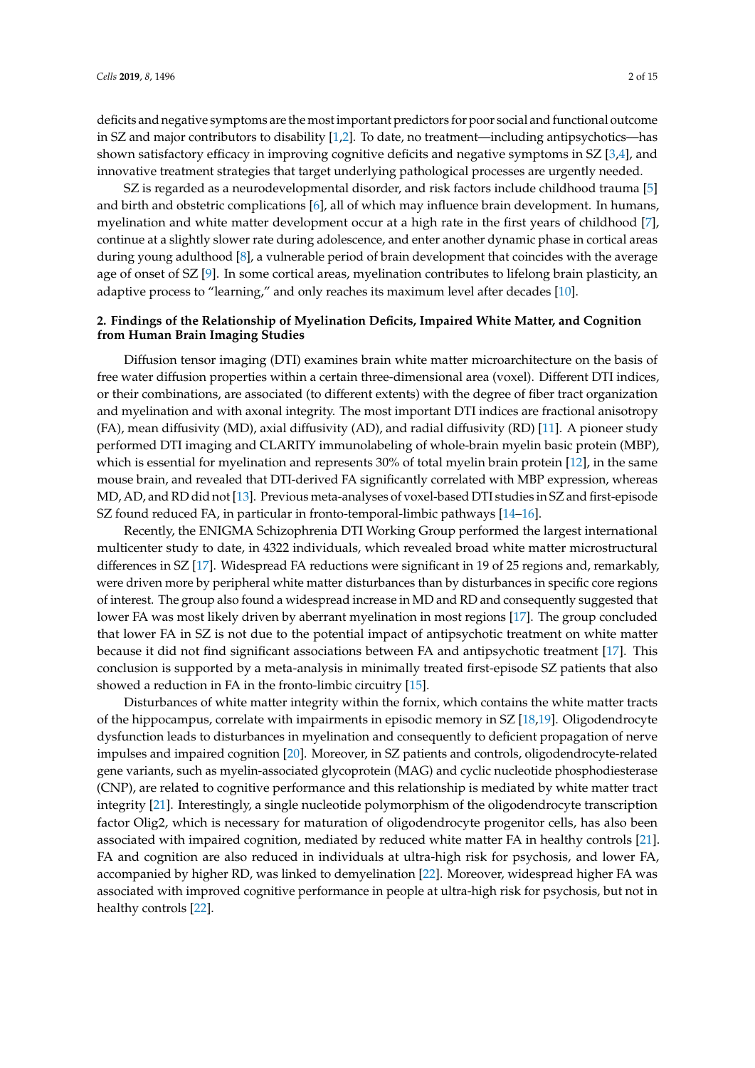deficits and negative symptoms are the most important predictors for poor social and functional outcome in SZ and major contributors to disability [1,2]. To date, no treatment—including antipsychotics—has shown satisfactory efficacy in improving cognitive deficits and negative symptoms in SZ [3,4], and innovative treatment strategies that target underlying pathological processes are urgently needed.

SZ is regarded as a neurodevelopmental disorder, and risk factors include childhood trauma [5] and birth and obstetric complications [6], all of which may influence brain development. In humans, myelination and white matter development occur at a high rate in the first years of childhood [7], continue at a slightly slower rate during adolescence, and enter another dynamic phase in cortical areas during young adulthood [8], a vulnerable period of brain development that coincides with the average age of onset of SZ [9]. In some cortical areas, myelination contributes to lifelong brain plasticity, an adaptive process to "learning," and only reaches its maximum level after decades [10].

## 2. Findings of the Relationship of Myelination Deficits, Impaired White Matter, and Cognition from Human Brain Imaging Studies

Diffusion tensor imaging (DTI) examines brain white matter microarchitecture on the basis of free water diffusion properties within a certain three-dimensional area (voxel). Different DTI indices, or their combinations, are associated (to different extents) with the degree of fiber tract organization and myelination and with axonal integrity. The most important DTI indices are fractional anisotropy (FA), mean diffusivity (MD), axial diffusivity (AD), and radial diffusivity (RD) [11]. A pioneer study performed DTI imaging and CLARITY immunolabeling of whole-brain myelin basic protein (MBP), which is essential for myelination and represents 30% of total myelin brain protein [12], in the same mouse brain, and revealed that DTI-derived FA significantly correlated with MBP expression, whereas MD, AD, and RD did not [13]. Previous meta-analyses of voxel-based DTI studies in SZ and first-episode SZ found reduced FA, in particular in fronto-temporal-limbic pathways [14–16].

Recently, the ENIGMA Schizophrenia DTI Working Group performed the largest international multicenter study to date, in 4322 individuals, which revealed broad white matter microstructural differences in SZ [17]. Widespread FA reductions were significant in 19 of 25 regions and, remarkably, were driven more by peripheral white matter disturbances than by disturbances in specific core regions of interest. The group also found a widespread increase in MD and RD and consequently suggested that lower FA was most likely driven by aberrant myelination in most regions [17]. The group concluded that lower FA in SZ is not due to the potential impact of antipsychotic treatment on white matter because it did not find significant associations between FA and antipsychotic treatment [17]. This conclusion is supported by a meta-analysis in minimally treated first-episode SZ patients that also showed a reduction in FA in the fronto-limbic circuitry [15].

Disturbances of white matter integrity within the fornix, which contains the white matter tracts of the hippocampus, correlate with impairments in episodic memory in SZ [18,19]. Oligodendrocyte dysfunction leads to disturbances in myelination and consequently to deficient propagation of nerve impulses and impaired cognition [20]. Moreover, in SZ patients and controls, oligodendrocyte-related gene variants, such as myelin-associated glycoprotein (MAG) and cyclic nucleotide phosphodiesterase (CNP), are related to cognitive performance and this relationship is mediated by white matter tract integrity [21]. Interestingly, a single nucleotide polymorphism of the oligodendrocyte transcription factor Olig2, which is necessary for maturation of oligodendrocyte progenitor cells, has also been associated with impaired cognition, mediated by reduced white matter FA in healthy controls [21]. FA and cognition are also reduced in individuals at ultra-high risk for psychosis, and lower FA, accompanied by higher RD, was linked to demyelination [22]. Moreover, widespread higher FA was associated with improved cognitive performance in people at ultra-high risk for psychosis, but not in healthy controls [22].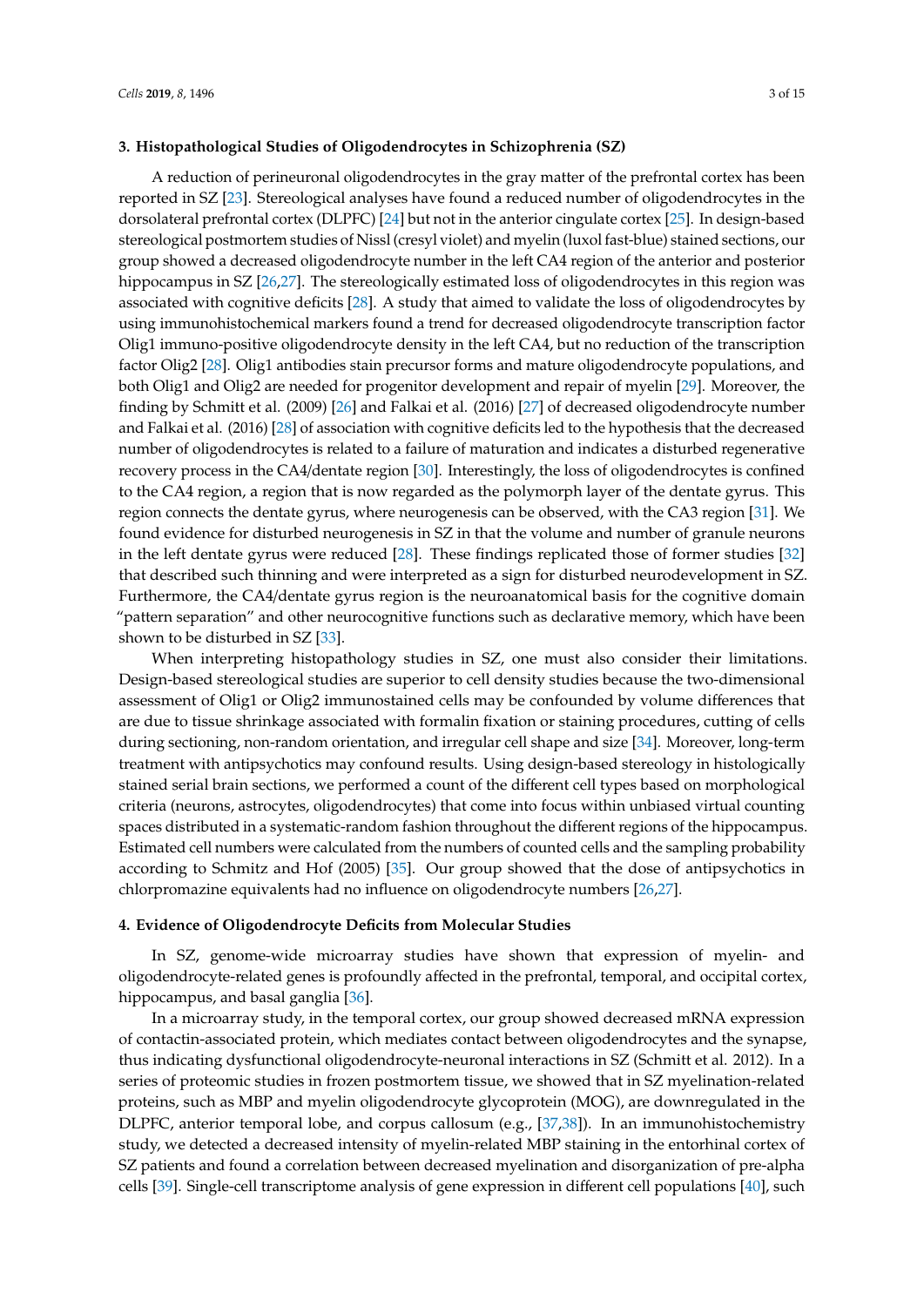## 3. Histopathological Studies of Oligodendrocytes in Schizophrenia (SZ)

A reduction of perineuronal oligodendrocytes in the gray matter of the prefrontal cortex has been reported in SZ [23]. Stereological analyses have found a reduced number of oligodendrocytes in the dorsolateral prefrontal cortex (DLPFC) [24] but not in the anterior cingulate cortex [25]. In design-based stereological postmortem studies of Nissl (cresyl violet) and myelin (luxol fast-blue) stained sections, our group showed a decreased oligodendrocyte number in the left CA4 region of the anterior and posterior hippocampus in SZ [26,27]. The stereologically estimated loss of oligodendrocytes in this region was associated with cognitive deficits [28]. A study that aimed to validate the loss of oligodendrocytes by using immunohistochemical markers found a trend for decreased oligodendrocyte transcription factor Olig1 immuno-positive oligodendrocyte density in the left CA4, but no reduction of the transcription factor Olig2 [28]. Olig1 antibodies stain precursor forms and mature oligodendrocyte populations, and both Olig1 and Olig2 are needed for progenitor development and repair of myelin [29]. Moreover, the finding by Schmitt et al. (2009) [26] and Falkai et al. (2016) [27] of decreased oligodendrocyte number and Falkai et al. (2016) [28] of association with cognitive deficits led to the hypothesis that the decreased number of oligodendrocytes is related to a failure of maturation and indicates a disturbed regenerative recovery process in the CA4/dentate region [30]. Interestingly, the loss of oligodendrocytes is confined to the CA4 region, a region that is now regarded as the polymorph layer of the dentate gyrus. This region connects the dentate gyrus, where neurogenesis can be observed, with the CA3 region [31]. We found evidence for disturbed neurogenesis in SZ in that the volume and number of granule neurons in the left dentate gyrus were reduced [28]. These findings replicated those of former studies [32] that described such thinning and were interpreted as a sign for disturbed neurodevelopment in SZ. Furthermore, the CA4/dentate gyrus region is the neuroanatomical basis for the cognitive domain "pattern separation" and other neurocognitive functions such as declarative memory, which have been shown to be disturbed in SZ [33].

When interpreting histopathology studies in SZ, one must also consider their limitations. Design-based stereological studies are superior to cell density studies because the two-dimensional assessment of Olig1 or Olig2 immunostained cells may be confounded by volume differences that are due to tissue shrinkage associated with formalin fixation or staining procedures, cutting of cells during sectioning, non-random orientation, and irregular cell shape and size [34]. Moreover, long-term treatment with antipsychotics may confound results. Using design-based stereology in histologically stained serial brain sections, we performed a count of the different cell types based on morphological criteria (neurons, astrocytes, oligodendrocytes) that come into focus within unbiased virtual counting spaces distributed in a systematic-random fashion throughout the different regions of the hippocampus. Estimated cell numbers were calculated from the numbers of counted cells and the sampling probability according to Schmitz and Hof (2005) [35]. Our group showed that the dose of antipsychotics in chlorpromazine equivalents had no influence on oligodendrocyte numbers [26,27].

## 4. Evidence of Oligodendrocyte Deficits from Molecular Studies

In SZ, genome-wide microarray studies have shown that expression of myelin- and oligodendrocyte-related genes is profoundly affected in the prefrontal, temporal, and occipital cortex, hippocampus, and basal ganglia [36].

In a microarray study, in the temporal cortex, our group showed decreased mRNA expression of contactin-associated protein, which mediates contact between oligodendrocytes and the synapse, thus indicating dysfunctional oligodendrocyte-neuronal interactions in SZ (Schmitt et al. 2012). In a series of proteomic studies in frozen postmortem tissue, we showed that in SZ myelination-related proteins, such as MBP and myelin oligodendrocyte glycoprotein (MOG), are downregulated in the DLPFC, anterior temporal lobe, and corpus callosum (e.g., [37,38]). In an immunohistochemistry study, we detected a decreased intensity of myelin-related MBP staining in the entorhinal cortex of SZ patients and found a correlation between decreased myelination and disorganization of pre-alpha cells [39]. Single-cell transcriptome analysis of gene expression in different cell populations [40], such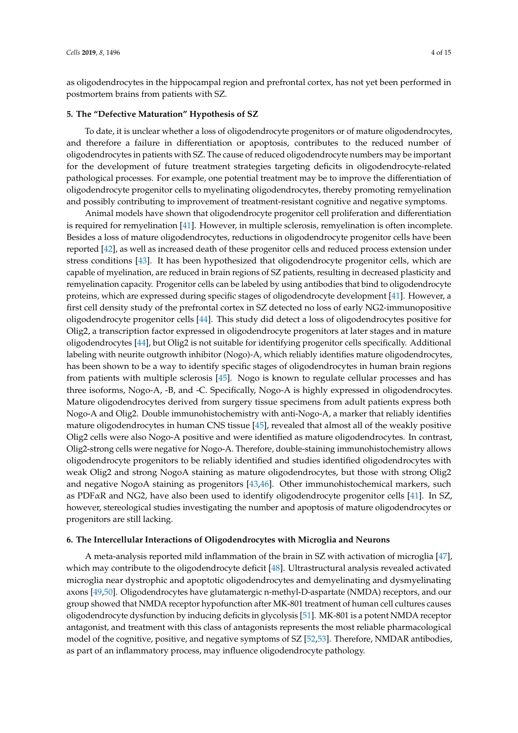as oligodendrocytes in the hippocampal region and prefrontal cortex, has not yet been performed in postmortem brains from patients with SZ.

## 5. The "Defective Maturation" Hypothesis of SZ

To date, it is unclear whether a loss of oligodendrocyte progenitors or of mature oligodendrocytes, and therefore a failure in differentiation or apoptosis, contributes to the reduced number of oligodendrocytes in patients with SZ. The cause of reduced oligodendrocyte numbers may be important for the development of future treatment strategies targeting deficits in oligodendrocyte-related pathological processes. For example, one potential treatment may be to improve the differentiation of oligodendrocyte progenitor cells to myelinating oligodendrocytes, thereby promoting remyelination and possibly contributing to improvement of treatment-resistant cognitive and negative symptoms.

Animal models have shown that oligodendrocyte progenitor cell proliferation and differentiation is required for remyelination [41]. However, in multiple sclerosis, remyelination is often incomplete. Besides a loss of mature oligodendrocytes, reductions in oligodendrocyte progenitor cells have been reported [42], as well as increased death of these progenitor cells and reduced process extension under stress conditions [43]. It has been hypothesized that oligodendrocyte progenitor cells, which are capable of myelination, are reduced in brain regions of SZ patients, resulting in decreased plasticity and remyelination capacity. Progenitor cells can be labeled by using antibodies that bind to oligodendrocyte proteins, which are expressed during specific stages of oligodendrocyte development [41]. However, a first cell density study of the prefrontal cortex in SZ detected no loss of early NG2-immunopositive oligodendrocyte progenitor cells [44]. This study did detect a loss of oligodendrocytes positive for Olig2, a transcription factor expressed in oligodendrocyte progenitors at later stages and in mature oligodendrocytes [44], but Olig2 is not suitable for identifying progenitor cells specifically. Additional labeling with neurite outgrowth inhibitor (Nogo)-A, which reliably identifies mature oligodendrocytes, has been shown to be a way to identify specific stages of oligodendrocytes in human brain regions from patients with multiple sclerosis [45]. Nogo is known to regulate cellular processes and has three isoforms, Nogo-A, -B, and -C. Specifically, Nogo-A is highly expressed in oligodendrocytes. Mature oligodendrocytes derived from surgery tissue specimens from adult patients express both Nogo-A and Olig2. Double immunohistochemistry with anti-Nogo-A, a marker that reliably identifies mature oligodendrocytes in human CNS tissue [45], revealed that almost all of the weakly positive Olig2 cells were also Nogo-A positive and were identified as mature oligodendrocytes. In contrast, Olig2-strong cells were negative for Nogo-A. Therefore, double-staining immunohistochemistry allows oligodendrocyte progenitors to be reliably identified and studies identified oligodendrocytes with weak Olig2 and strong NogoA staining as mature oligodendrocytes, but those with strong Olig2 and negative NogoA staining as progenitors [43,46]. Other immunohistochemical markers, such as PDF$\alpha$R and NG2, have also been used to identify oligodendrocyte progenitor cells [41]. In SZ, however, stereological studies investigating the number and apoptosis of mature oligodendrocytes or progenitors are still lacking.

## 6. The Intercellular Interactions of Oligodendrocytes with Microglia and Neurons

A meta-analysis reported mild inflammation of the brain in SZ with activation of microglia [47], which may contribute to the oligodendrocyte deficit [48]. Ultrastructural analysis revealed activated microglia near dystrophic and apoptotic oligodendrocytes and demyelinating and dysmyelinating axons [49,50]. Oligodendrocytes have glutamatergic n-methyl-D-aspartate (NMDA) receptors, and our group showed that NMDA receptor hypofunction after MK-801 treatment of human cell cultures causes oligodendrocyte dysfunction by inducing deficits in glycolysis [51]. MK-801 is a potent NMDA receptor antagonist, and treatment with this class of antagonists represents the most reliable pharmacological model of the cognitive, positive, and negative symptoms of SZ [52,53]. Therefore, NMDAR antibodies, as part of an inflammatory process, may influence oligodendrocyte pathology.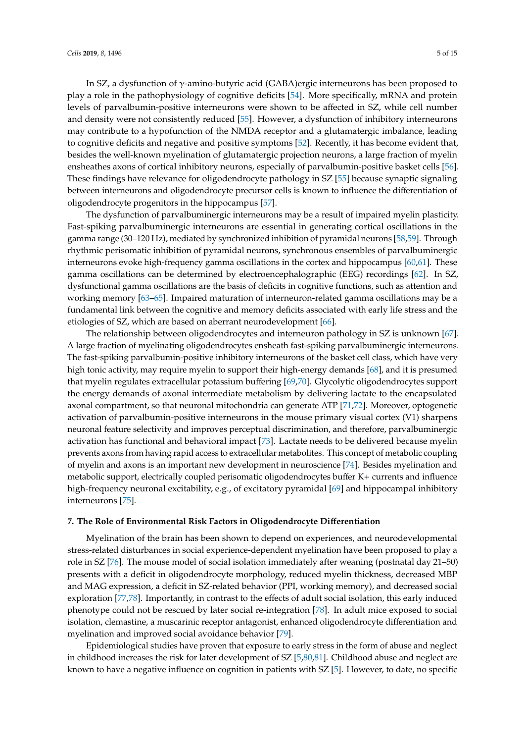In SZ, a dysfunction of γ-amino-butyric acid (GABA)ergic interneurons has been proposed to play a role in the pathophysiology of cognitive deficits [54]. More specifically, mRNA and protein levels of parvalbumin-positive interneurons were shown to be affected in SZ, while cell number and density were not consistently reduced [55]. However, a dysfunction of inhibitory interneurons may contribute to a hypofunction of the NMDA receptor and a glutamatergic imbalance, leading to cognitive deficits and negative and positive symptoms [52]. Recently, it has become evident that, besides the well-known myelination of glutamatergic projection neurons, a large fraction of myelin ensheathes axons of cortical inhibitory neurons, especially of parvalbumin-positive basket cells [56]. These findings have relevance for oligodendrocyte pathology in SZ [55] because synaptic signaling between interneurons and oligodendrocyte precursor cells is known to influence the differentiation of oligodendrocyte progenitors in the hippocampus [57].

The dysfunction of parvalbuminergic interneurons may be a result of impaired myelin plasticity. Fast-spiking parvalbuminergic interneurons are essential in generating cortical oscillations in the gamma range (30–120 Hz), mediated by synchronized inhibition of pyramidal neurons [58,59]. Through rhythmic perisomatic inhibition of pyramidal neurons, synchronous ensembles of parvalbuminergic interneurons evoke high-frequency gamma oscillations in the cortex and hippocampus [60,61]. These gamma oscillations can be determined by electroencephalographic (EEG) recordings [62]. In SZ, dysfunctional gamma oscillations are the basis of deficits in cognitive functions, such as attention and working memory [63–65]. Impaired maturation of interneuron-related gamma oscillations may be a fundamental link between the cognitive and memory deficits associated with early life stress and the etiologies of SZ, which are based on aberrant neurodevelopment [66].

The relationship between oligodendrocytes and interneuron pathology in SZ is unknown [67]. A large fraction of myelinating oligodendrocytes ensheath fast-spiking parvalbuminergic interneurons. The fast-spiking parvalbumin-positive inhibitory interneurons of the basket cell class, which have very high tonic activity, may require myelin to support their high-energy demands [68], and it is presumed that myelin regulates extracellular potassium buffering [69,70]. Glycolytic oligodendrocytes support the energy demands of axonal intermediate metabolism by delivering lactate to the encapsulated axonal compartment, so that neuronal mitochondria can generate ATP [71,72]. Moreover, optogenetic activation of parvalbumin-positive interneurons in the mouse primary visual cortex (V1) sharpens neuronal feature selectivity and improves perceptual discrimination, and therefore, parvalbuminergic activation has functional and behavioral impact [73]. Lactate needs to be delivered because myelin prevents axons from having rapid access to extracellular metabolites. This concept of metabolic coupling of myelin and axons is an important new development in neuroscience [74]. Besides myelination and metabolic support, electrically coupled perisomatic oligodendrocytes buffer $K^+$ currents and influence high-frequency neuronal excitability, e.g., of excitatory pyramidal [69] and hippocampal inhibitory interneurons [75].

## 7. The Role of Environmental Risk Factors in Oligodendrocyte Differentiation

Myelination of the brain has been shown to depend on experiences, and neurodevelopmental stress-related disturbances in social experience-dependent myelination have been proposed to play a role in SZ [76]. The mouse model of social isolation immediately after weaning (postnatal day 21–50) presents with a deficit in oligodendrocyte morphology, reduced myelin thickness, decreased MBP and MAG expression, a deficit in SZ-related behavior (PPI, working memory), and decreased social exploration [77,78]. Importantly, in contrast to the effects of adult social isolation, this early induced phenotype could not be rescued by later social re-integration [78]. In adult mice exposed to social isolation, clemastine, a muscarinic receptor antagonist, enhanced oligodendrocyte differentiation and myelination and improved social avoidance behavior [79].

Epidemiological studies have proven that exposure to early stress in the form of abuse and neglect in childhood increases the risk for later development of SZ [5,80,81]. Childhood abuse and neglect are known to have a negative influence on cognition in patients with SZ [5]. However, to date, no specific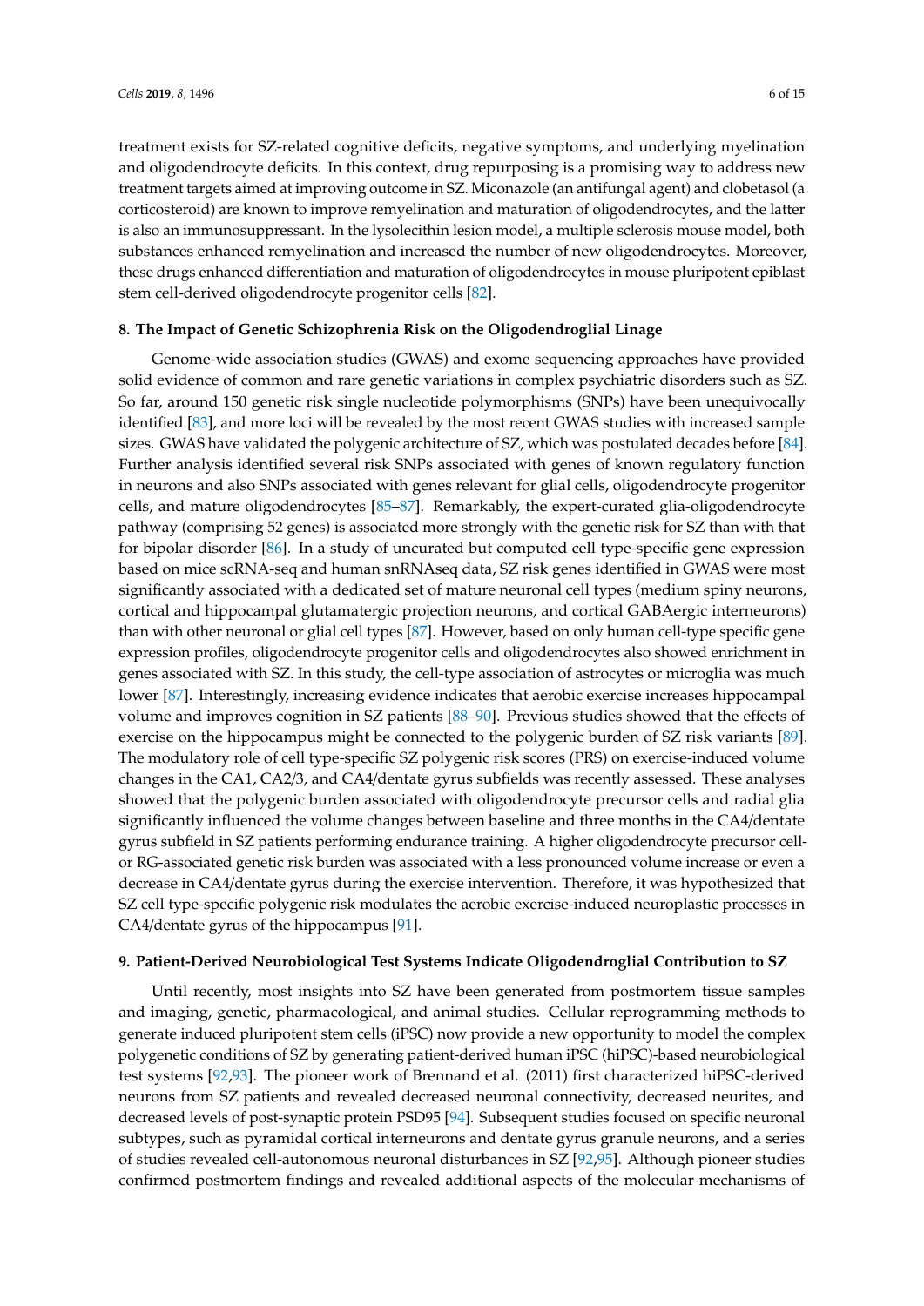treatment exists for SZ-related cognitive deficits, negative symptoms, and underlying myelination and oligodendrocyte deficits. In this context, drug repurposing is a promising way to address new treatment targets aimed at improving outcome in SZ. Miconazole (an antifungal agent) and clobetasol (a corticosteroid) are known to improve remyelination and maturation of oligodendrocytes, and the latter is also an immunosuppressant. In the lysolecithin lesion model, a multiple sclerosis mouse model, both substances enhanced remyelination and increased the number of new oligodendrocytes. Moreover, these drugs enhanced differentiation and maturation of oligodendrocytes in mouse pluripotent epiblast stem cell-derived oligodendrocyte progenitor cells [82].

## 8. The Impact of Genetic Schizophrenia Risk on the Oligodendroglial Linage

Genome-wide association studies (GWAS) and exome sequencing approaches have provided solid evidence of common and rare genetic variations in complex psychiatric disorders such as SZ. So far, around 150 genetic risk single nucleotide polymorphisms (SNPs) have been unequivocally identified [83], and more loci will be revealed by the most recent GWAS studies with increased sample sizes. GWAS have validated the polygenic architecture of SZ, which was postulated decades before [84]. Further analysis identified several risk SNPs associated with genes of known regulatory function in neurons and also SNPs associated with genes relevant for glial cells, oligodendrocyte progenitor cells, and mature oligodendrocytes [85–87]. Remarkably, the expert-curated glia-oligodendrocyte pathway (comprising 52 genes) is associated more strongly with the genetic risk for SZ than with that for bipolar disorder [86]. In a study of uncurated but computed cell type-specific gene expression based on mice scRNA-seq and human snRNAseq data, SZ risk genes identified in GWAS were most significantly associated with a dedicated set of mature neuronal cell types (medium spiny neurons, cortical and hippocampal glutamatergic projection neurons, and cortical GABAergic interneurons) than with other neuronal or glial cell types [87]. However, based on only human cell-type specific gene expression profiles, oligodendrocyte progenitor cells and oligodendrocytes also showed enrichment in genes associated with SZ. In this study, the cell-type association of astrocytes or microglia was much lower [87]. Interestingly, increasing evidence indicates that aerobic exercise increases hippocampal volume and improves cognition in SZ patients [88–90]. Previous studies showed that the effects of exercise on the hippocampus might be connected to the polygenic burden of SZ risk variants [89]. The modulatory role of cell type-specific SZ polygenic risk scores (PRS) on exercise-induced volume changes in the CA1, CA2/3, and CA4/dentate gyrus subfields was recently assessed. These analyses showed that the polygenic burden associated with oligodendrocyte precursor cells and radial glia significantly influenced the volume changes between baseline and three months in the CA4/dentate gyrus subfield in SZ patients performing endurance training. A higher oligodendrocyte precursor cell- or RG-associated genetic risk burden was associated with a less pronounced volume increase or even a decrease in CA4/dentate gyrus during the exercise intervention. Therefore, it was hypothesized that SZ cell type-specific polygenic risk modulates the aerobic exercise-induced neuroplastic processes in CA4/dentate gyrus of the hippocampus [91].

## 9. Patient-Derived Neurobiological Test Systems Indicate Oligodendroglial Contribution to SZ

Until recently, most insights into SZ have been generated from postmortem tissue samples and imaging, genetic, pharmacological, and animal studies. Cellular reprogramming methods to generate induced pluripotent stem cells (iPSC) now provide a new opportunity to model the complex polygenetic conditions of SZ by generating patient-derived human iPSC (hiPSC)-based neurobiological test systems [92,93]. The pioneer work of Brennand et al. (2011) first characterized hiPSC-derived neurons from SZ patients and revealed decreased neuronal connectivity, decreased neurites, and decreased levels of post-synaptic protein PSD95 [94]. Subsequent studies focused on specific neuronal subtypes, such as pyramidal cortical interneurons and dentate gyrus granule neurons, and a series of studies revealed cell-autonomous neuronal disturbances in SZ [92,95]. Although pioneer studies confirmed postmortem findings and revealed additional aspects of the molecular mechanisms of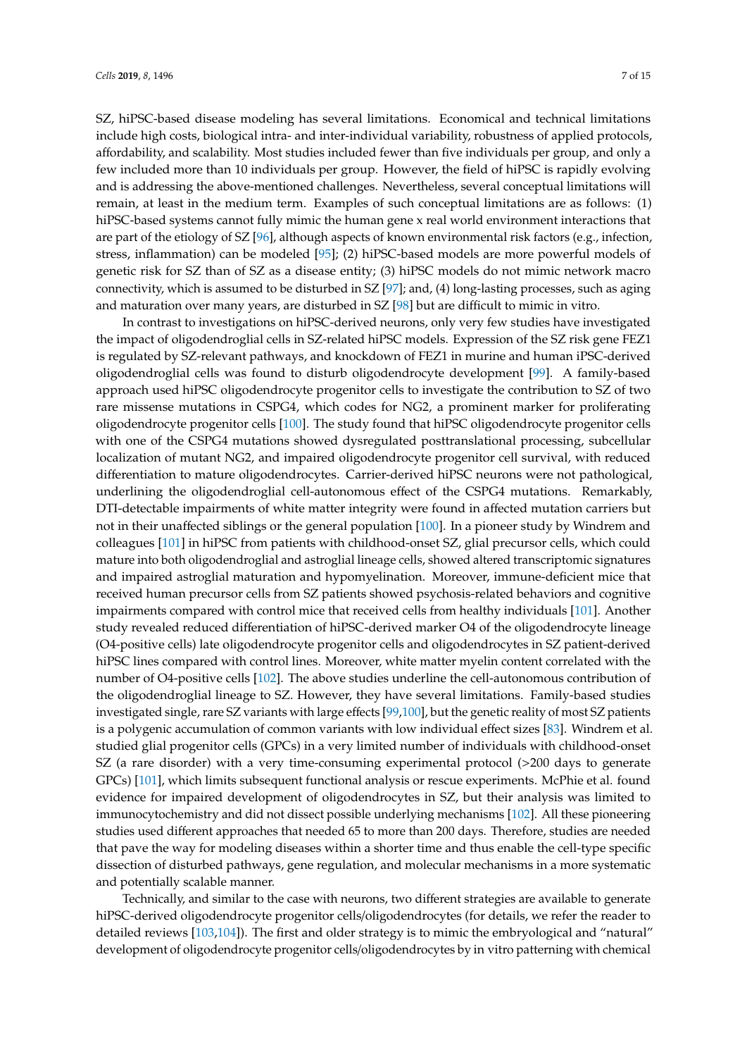SZ, hiPSC-based disease modeling has several limitations. Economical and technical limitations include high costs, biological intra- and inter-individual variability, robustness of applied protocols, affordability, and scalability. Most studies included fewer than five individuals per group, and only a few included more than 10 individuals per group. However, the field of hiPSC is rapidly evolving and is addressing the above-mentioned challenges. Nevertheless, several conceptual limitations will remain, at least in the medium term. Examples of such conceptual limitations are as follows: (1) hiPSC-based systems cannot fully mimic the human gene x real world environment interactions that are part of the etiology of SZ [96], although aspects of known environmental risk factors (e.g., infection, stress, inflammation) can be modeled [95]; (2) hiPSC-based models are more powerful models of genetic risk for SZ than of SZ as a disease entity; (3) hiPSC models do not mimic network macro connectivity, which is assumed to be disturbed in SZ [97]; and, (4) long-lasting processes, such as aging and maturation over many years, are disturbed in SZ [98] but are difficult to mimic in vitro.

In contrast to investigations on hiPSC-derived neurons, only very few studies have investigated the impact of oligodendroglial cells in SZ-related hiPSC models. Expression of the SZ risk gene FEZ1 is regulated by SZ-relevant pathways, and knockdown of FEZ1 in murine and human iPSC-derived oligodendroglial cells was found to disturb oligodendrocyte development [99]. A family-based approach used hiPSC oligodendrocyte progenitor cells to investigate the contribution to SZ of two rare missense mutations in CSPG4, which codes for NG2, a prominent marker for proliferating oligodendrocyte progenitor cells [100]. The study found that hiPSC oligodendrocyte progenitor cells with one of the CSPG4 mutations showed dysregulated posttranslational processing, subcellular localization of mutant NG2, and impaired oligodendrocyte progenitor cell survival, with reduced differentiation to mature oligodendrocytes. Carrier-derived hiPSC neurons were not pathological, underlining the oligodendroglial cell-autonomous effect of the CSPG4 mutations. Remarkably, DTI-detectable impairments of white matter integrity were found in affected mutation carriers but not in their unaffected siblings or the general population [100]. In a pioneer study by Windrem and colleagues [101] in hiPSC from patients with childhood-onset SZ, glial precursor cells, which could mature into both oligodendroglial and astroglial lineage cells, showed altered transcriptomic signatures and impaired astroglial maturation and hypomyelination. Moreover, immune-deficient mice that received human precursor cells from SZ patients showed psychosis-related behaviors and cognitive impairments compared with control mice that received cells from healthy individuals [101]. Another study revealed reduced differentiation of hiPSC-derived marker O4 of the oligodendrocyte lineage (O4-positive cells) late oligodendrocyte progenitor cells and oligodendrocytes in SZ patient-derived hiPSC lines compared with control lines. Moreover, white matter myelin content correlated with the number of O4-positive cells [102]. The above studies underline the cell-autonomous contribution of the oligodendroglial lineage to SZ. However, they have several limitations. Family-based studies investigated single, rare SZ variants with large effects [99,100], but the genetic reality of most SZ patients is a polygenic accumulation of common variants with low individual effect sizes [83]. Windrem et al. studied glial progenitor cells (GPCs) in a very limited number of individuals with childhood-onset SZ (a rare disorder) with a very time-consuming experimental protocol (>200 days to generate GPCs) [101], which limits subsequent functional analysis or rescue experiments. McPhie et al. found evidence for impaired development of oligodendrocytes in SZ, but their analysis was limited to immunocytochemistry and did not dissect possible underlying mechanisms [102]. All these pioneering studies used different approaches that needed 65 to more than 200 days. Therefore, studies are needed that pave the way for modeling diseases within a shorter time and thus enable the cell-type specific dissection of disturbed pathways, gene regulation, and molecular mechanisms in a more systematic and potentially scalable manner.

Technically, and similar to the case with neurons, two different strategies are available to generate hiPSC-derived oligodendrocyte progenitor cells/oligodendrocytes (for details, we refer the reader to detailed reviews [103,104]). The first and older strategy is to mimic the embryological and "natural" development of oligodendrocyte progenitor cells/oligodendrocytes by in vitro patterning with chemical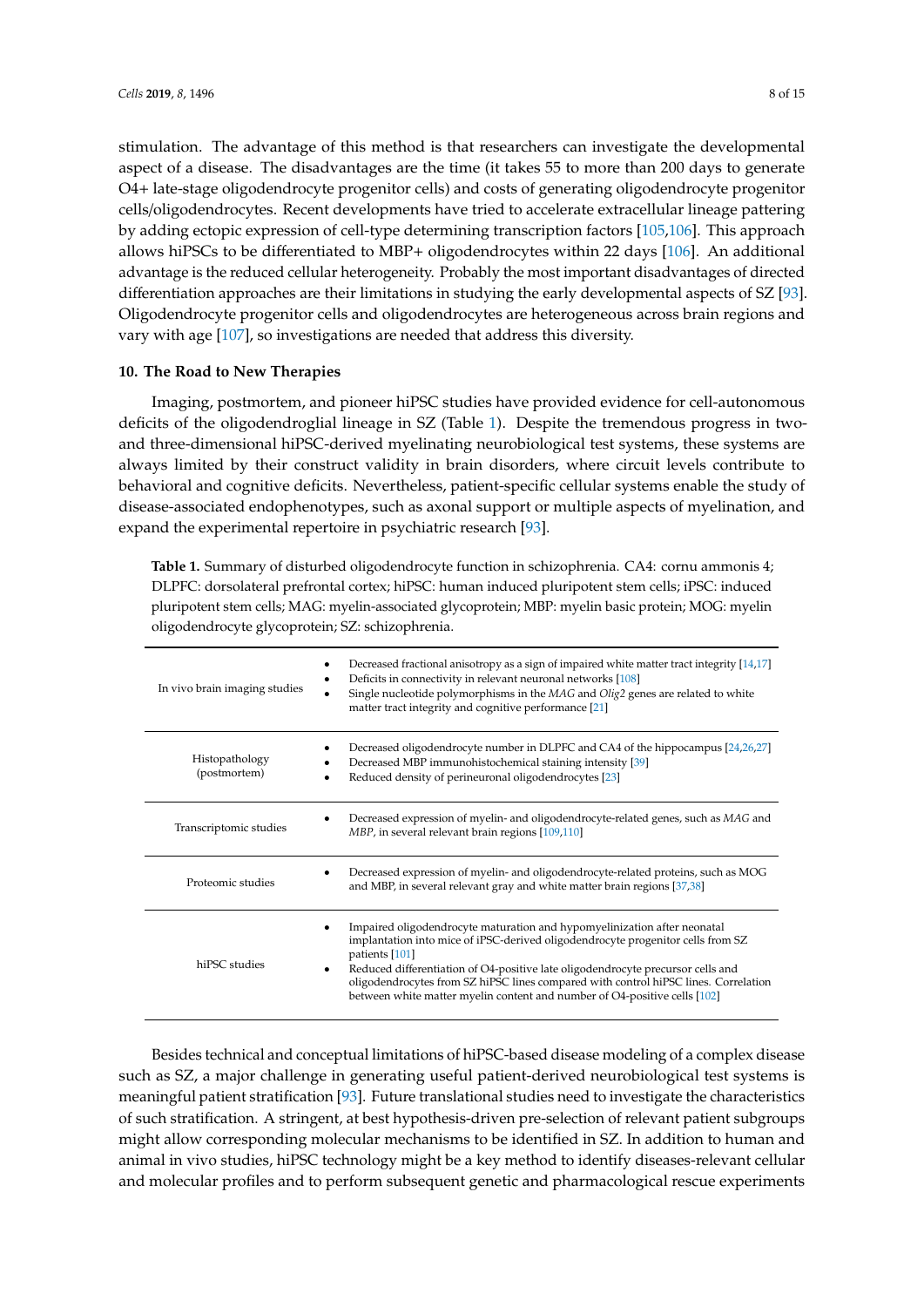stimulation. The advantage of this method is that researchers can investigate the developmental aspect of a disease. The disadvantages are the time (it takes 55 to more than 200 days to generate O4+ late-stage oligodendrocyte progenitor cells) and costs of generating oligodendrocyte progenitor cells/oligodendrocytes. Recent developments have tried to accelerate extracellular lineage pattering by adding ectopic expression of cell-type determining transcription factors [105,106]. This approach allows hiPSCs to be differentiated to MBP+ oligodendrocytes within 22 days [106]. An additional advantage is the reduced cellular heterogeneity. Probably the most important disadvantages of directed differentiation approaches are their limitations in studying the early developmental aspects of SZ [93]. Oligodendrocyte progenitor cells and oligodendrocytes are heterogeneous across brain regions and vary with age [107], so investigations are needed that address this diversity.

## 10. The Road to New Therapies

Imaging, postmortem, and pioneer hiPSC studies have provided evidence for cell-autonomous deficits of the oligodendroglial lineage in SZ (Table 1). Despite the tremendous progress in two- and three-dimensional hiPSC-derived myelinating neurobiological test systems, these systems are always limited by their construct validity in brain disorders, where circuit levels contribute to behavioral and cognitive deficits. Nevertheless, patient-specific cellular systems enable the study of disease-associated endophenotypes, such as axonal support or multiple aspects of myelination, and expand the experimental repertoire in psychiatric research [93].

**Table 1.** Summary of disturbed oligodendrocyte function in schizophrenia. CA4: cornu ammonis 4; DLPFC: dorsolateral prefrontal cortex; hiPSC: human induced pluripotent stem cells; iPSC: induced pluripotent stem cells; MAG: myelin-associated glycoprotein; MBP: myelin basic protein; MOG: myelin oligodendrocyte glycoprotein; SZ: schizophrenia.

| | |
|---|---|
| In vivo brain imaging studies | • Decreased fractional anisotropy as a sign of impaired white matter tract integrity [14,17]<br>• Deficits in connectivity in relevant neuronal networks [108]<br>• Single nucleotide polymorphisms in the *MAG* and *Olig2* genes are related to white matter tract integrity and cognitive performance [21] |
| Histopathology (postmortem) | • Decreased oligodendrocyte number in DLPFC and CA4 of the hippocampus [24,26,27]<br>• Decreased MBP immunohistochemical staining intensity [39]<br>• Reduced density of perineuronal oligodendrocytes [23] |
| Transcriptomic studies | • Decreased expression of myelin- and oligodendrocyte-related genes, such as *MAG* and *MBP*, in several relevant brain regions [109,110] |
| Proteomic studies | • Decreased expression of myelin- and oligodendrocyte-related proteins, such as MOG and MBP, in several relevant gray and white matter brain regions [37,38] |
| hiPSC studies | • Impaired oligodendrocyte maturation and hypomyelinization after neonatal implantation into mice of iPSC-derived oligodendrocyte progenitor cells from SZ patients [101]<br>• Reduced differentiation of O4-positive late oligodendrocyte precursor cells and oligodendrocytes from SZ hiPSC lines compared with control hiPSC lines. Correlation between white matter myelin content and number of O4-positive cells [102] |

Besides technical and conceptual limitations of hiPSC-based disease modeling of a complex disease such as SZ, a major challenge in generating useful patient-derived neurobiological test systems is meaningful patient stratification [93]. Future translational studies need to investigate the characteristics of such stratification. A stringent, at best hypothesis-driven pre-selection of relevant patient subgroups might allow corresponding molecular mechanisms to be identified in SZ. In addition to human and animal in vivo studies, hiPSC technology might be a key method to identify diseases-relevant cellular and molecular profiles and to perform subsequent genetic and pharmacological rescue experiments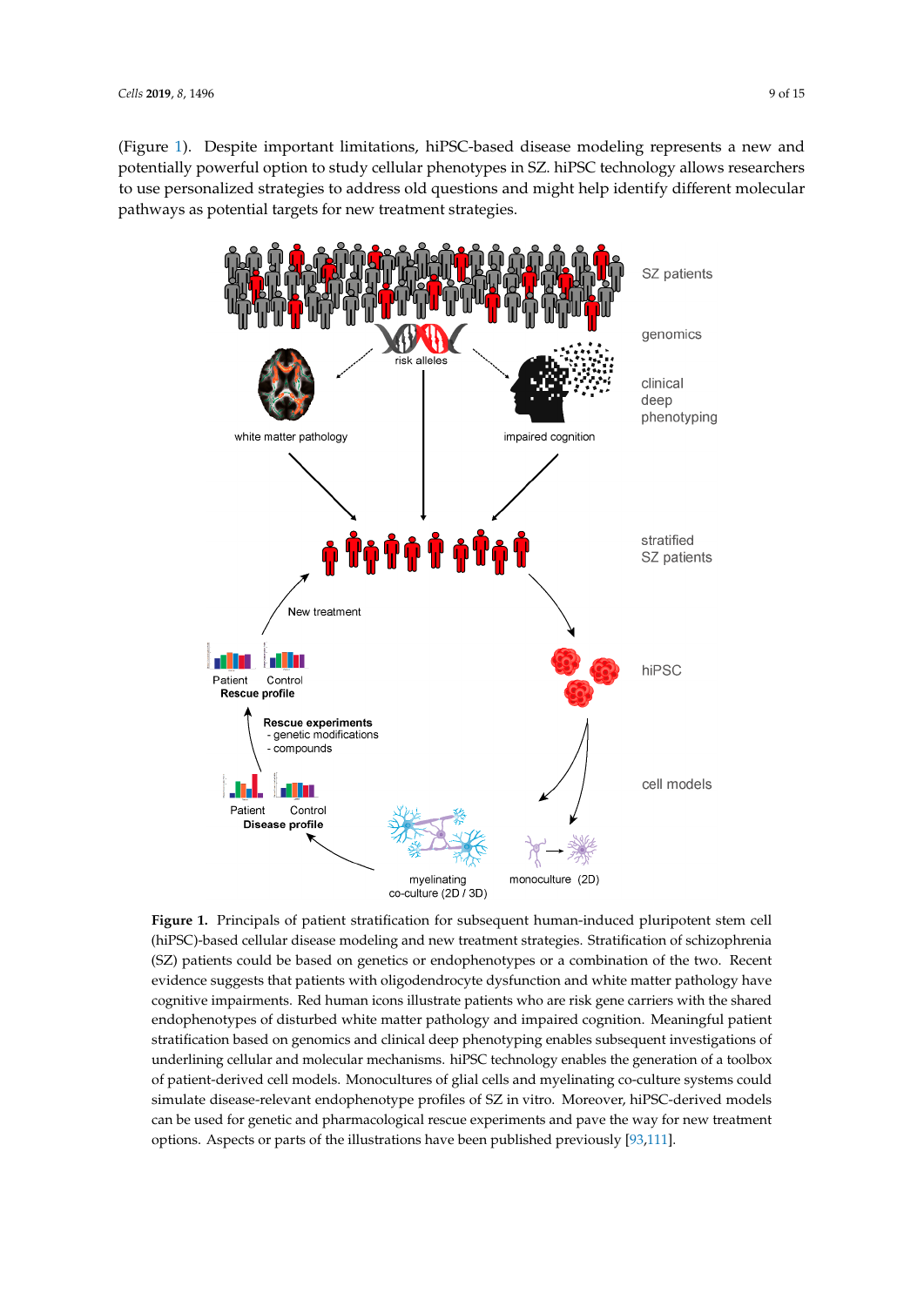(Figure 1). Despite important limitations, hiPSC-based disease modeling represents a new and potentially powerful option to study cellular phenotypes in SZ. hiPSC technology allows researchers to use personalized strategies to address old questions and might help identify different molecular pathways as potential targets for new treatment strategies.

SZ patients

genomics

risk alleles

white matter pathology

clinical deep phenotyping

impaired cognition

stratified SZ patients

New treatment

hiPSC

Patient Control
Rescue profile

Rescue experiments
- genetic modifications
- compounds

cell models

Patient Control
Disease profile

myelinating co-culture (2D / 3D)

monoculture (2D)

**Figure 1.** Principals of patient stratification for subsequent human-induced pluripotent stem cell (hiPSC)-based cellular disease modeling and new treatment strategies. Stratification of schizophrenia (SZ) patients could be based on genetics or endophenotypes or a combination of the two. Recent evidence suggests that patients with oligodendrocyte dysfunction and white matter pathology have cognitive impairments. Red human icons illustrate patients who are risk gene carriers with the shared endophenotypes of disturbed white matter pathology and impaired cognition. Meaningful patient stratification based on genomics and clinical deep phenotyping enables subsequent investigations of underlining cellular and molecular mechanisms. hiPSC technology enables the generation of a toolbox of patient-derived cell models. Monocultures of glial cells and myelinating co-culture systems could simulate disease-relevant endophenotype profiles of SZ in vitro. Moreover, hiPSC-derived models can be used for genetic and pharmacological rescue experiments and pave the way for new treatment options. Aspects or parts of the illustrations have been published previously [93,111].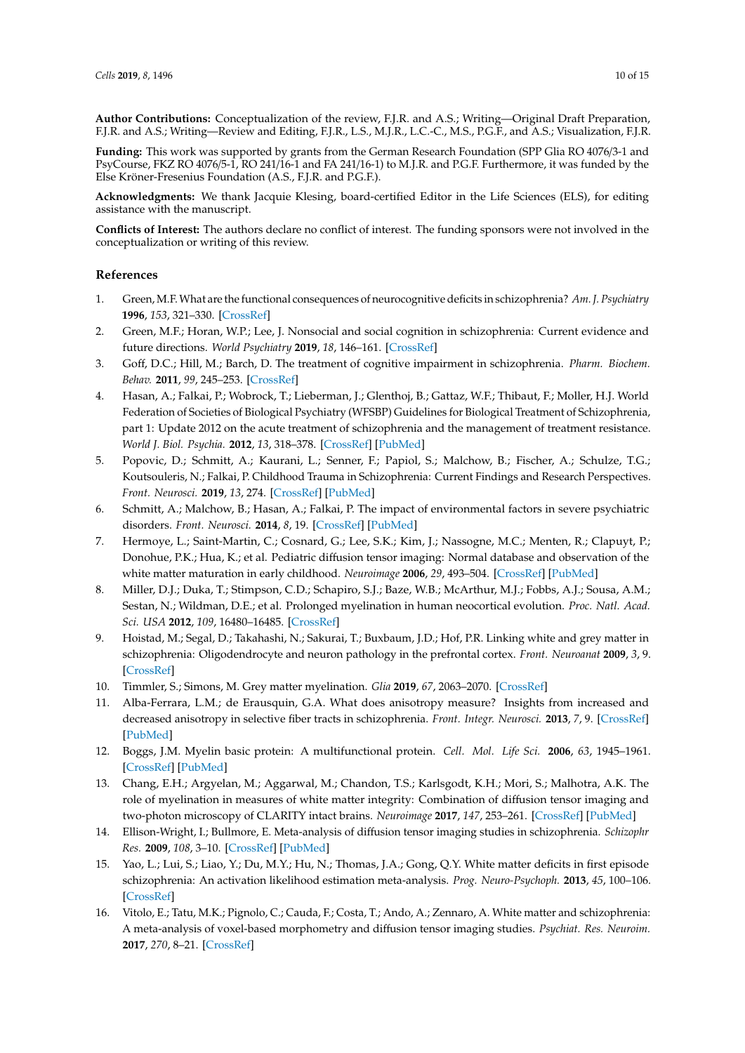**Author Contributions:** Conceptualization of the review, F.J.R. and A.S.; Writing—Original Draft Preparation, F.J.R. and A.S.; Writing—Review and Editing, F.J.R., L.S., M.J.R., L.C.-C., M.S., P.G.F., and A.S.; Visualization, F.J.R.

**Funding:** This work was supported by grants from the German Research Foundation (SPP Glia RO 4076/3-1 and PsyCourse, FKZ RO 4076/5-1, RO 241/16-1 and FA 241/16-1) to M.J.R. and P.G.F. Furthermore, it was funded by the Else Kröner-Fresenius Foundation (A.S., F.J.R. and P.G.F.).

**Acknowledgments:** We thank Jacquie Klesing, board-certified Editor in the Life Sciences (ELS), for editing assistance with the manuscript.

**Conflicts of Interest:** The authors declare no conflict of interest. The funding sponsors were not involved in the conceptualization or writing of this review.

## References

1. Green, M.F. What are the functional consequences of neurocognitive deficits in schizophrenia? *Am. J. Psychiatry* **1996**, *153*, 321–330. [CrossRef]
2. Green, M.F.; Horan, W.P.; Lee, J. Nonsocial and social cognition in schizophrenia: Current evidence and future directions. *World Psychiatry* **2019**, *18*, 146–161. [CrossRef]
3. Goff, D.C.; Hill, M.; Barch, D. The treatment of cognitive impairment in schizophrenia. *Pharm. Biochem. Behav.* **2011**, *99*, 245–253. [CrossRef]
4. Hasan, A.; Falkai, P.; Wobrock, T.; Lieberman, J.; Glenthoj, B.; Gattaz, W.F.; Thibaut, F.; Moller, H.J. World Federation of Societies of Biological Psychiatry (WFSBP) Guidelines for Biological Treatment of Schizophrenia, part 1: Update 2012 on the acute treatment of schizophrenia and the management of treatment resistance. *World J. Biol. Psychia.* **2012**, *13*, 318–378. [CrossRef] [PubMed]
5. Popovic, D.; Schmitt, A.; Kaurani, L.; Senner, F.; Papiol, S.; Malchow, B.; Fischer, A.; Schulze, T.G.; Koutsouleris, N.; Falkai, P. Childhood Trauma in Schizophrenia: Current Findings and Research Perspectives. *Front. Neurosci.* **2019**, *13*, 274. [CrossRef] [PubMed]
6. Schmitt, A.; Malchow, B.; Hasan, A.; Falkai, P. The impact of environmental factors in severe psychiatric disorders. *Front. Neurosci.* **2014**, *8*, 19. [CrossRef] [PubMed]
7. Hermoye, L.; Saint-Martin, C.; Cosnard, G.; Lee, S.K.; Kim, J.; Nassogne, M.C.; Menten, R.; Clapuyt, P.; Donohue, P.K.; Hua, K.; et al. Pediatric diffusion tensor imaging: Normal database and observation of the white matter maturation in early childhood. *Neuroimage* **2006**, *29*, 493–504. [CrossRef] [PubMed]
8. Miller, D.J.; Duka, T.; Stimpson, C.D.; Schapiro, S.J.; Baze, W.B.; McArthur, M.J.; Fobbs, A.J.; Sousa, A.M.; Sestan, N.; Wildman, D.E.; et al. Prolonged myelination in human neocortical evolution. *Proc. Natl. Acad. Sci. USA* **2012**, *109*, 16480–16485. [CrossRef]
9. Hoistad, M.; Segal, D.; Takahashi, N.; Sakurai, T.; Buxbaum, J.D.; Hof, P.R. Linking white and grey matter in schizophrenia: Oligodendrocyte and neuron pathology in the prefrontal cortex. *Front. Neuroanat* **2009**, *3*, 9. [CrossRef]
10. Timmler, S.; Simons, M. Grey matter myelination. *Glia* **2019**, *67*, 2063–2070. [CrossRef]
11. Alba-Ferrara, L.M.; de Erausquin, G.A. What does anisotropy measure? Insights from increased and decreased anisotropy in selective fiber tracts in schizophrenia. *Front. Integr. Neurosci.* **2013**, *7*, 9. [CrossRef] [PubMed]
12. Boggs, J.M. Myelin basic protein: A multifunctional protein. *Cell. Mol. Life Sci.* **2006**, *63*, 1945–1961. [CrossRef] [PubMed]
13. Chang, E.H.; Argyelan, M.; Aggarwal, M.; Chandon, T.S.; Karlsgodt, K.H.; Mori, S.; Malhotra, A.K. The role of myelination in measures of white matter integrity: Combination of diffusion tensor imaging and two-photon microscopy of CLARITY intact brains. *Neuroimage* **2017**, *147*, 253–261. [CrossRef] [PubMed]
14. Ellison-Wright, I.; Bullmore, E. Meta-analysis of diffusion tensor imaging studies in schizophrenia. *Schizophr Res.* **2009**, *108*, 3–10. [CrossRef] [PubMed]
15. Yao, L.; Lui, S.; Liao, Y.; Du, M.Y.; Hu, N.; Thomas, J.A.; Gong, Q.Y. White matter deficits in first episode schizophrenia: An activation likelihood estimation meta-analysis. *Prog. Neuro-Psychoph.* **2013**, *45*, 100–106. [CrossRef]
16. Vitolo, E.; Tatu, M.K.; Pignolo, C.; Cauda, F.; Costa, T.; Ando, A.; Zennaro, A. White matter and schizophrenia: A meta-analysis of voxel-based morphometry and diffusion tensor imaging studies. *Psychiat. Res. Neuroim.* **2017**, *270*, 8–21. [CrossRef]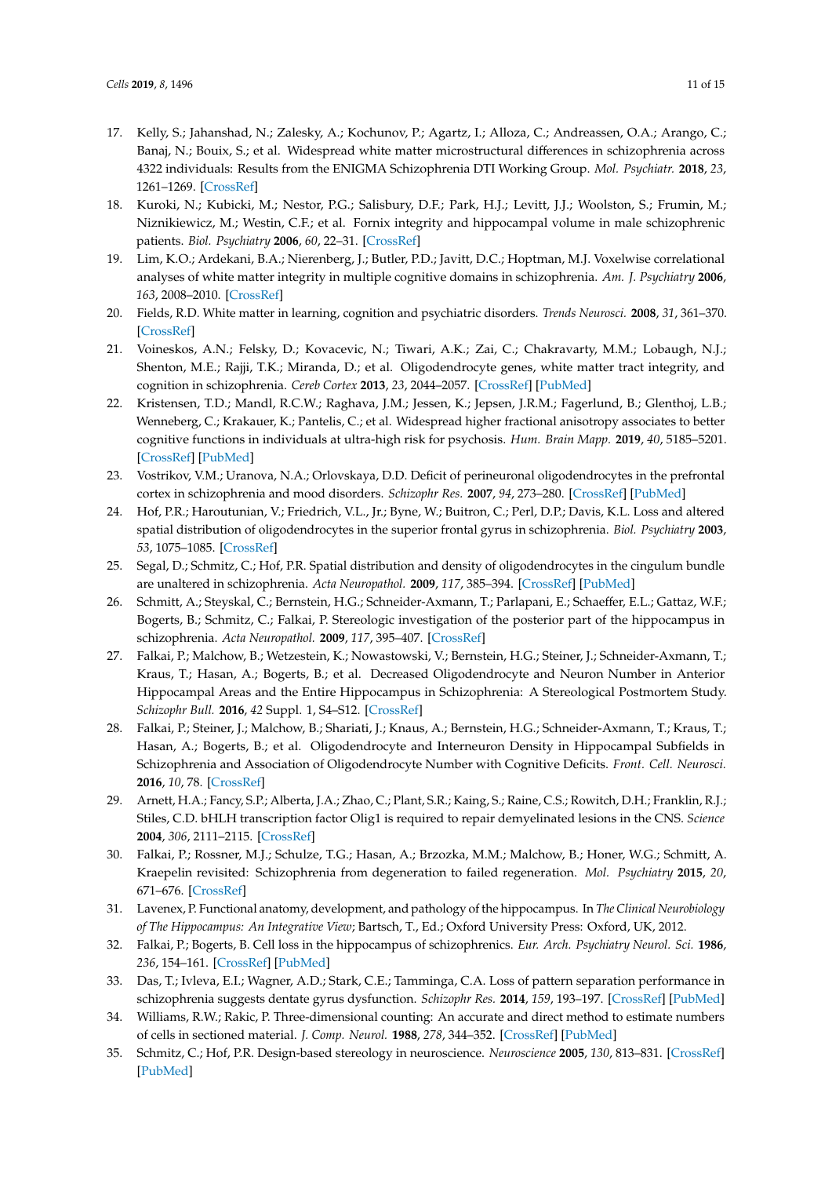17. Kelly, S.; Jahanshad, N.; Zalesky, A.; Kochunov, P.; Agartz, I.; Alloza, C.; Andreassen, O.A.; Arango, C.; Banaj, N.; Bouix, S.; et al. Widespread white matter microstructural differences in schizophrenia across 4322 individuals: Results from the ENIGMA Schizophrenia DTI Working Group. *Mol. Psychiatr.* **2018**, *23*, 1261–1269. [CrossRef]
18. Kuroki, N.; Kubicki, M.; Nestor, P.G.; Salisbury, D.F.; Park, H.J.; Levitt, J.J.; Woolston, S.; Frumin, M.; Niznikiewicz, M.; Westin, C.F.; et al. Fornix integrity and hippocampal volume in male schizophrenic patients. *Biol. Psychiatry* **2006**, *60*, 22–31. [CrossRef]
19. Lim, K.O.; Ardekani, B.A.; Nierenberg, J.; Butler, P.D.; Javitt, D.C.; Hoptman, M.J. Voxelwise correlational analyses of white matter integrity in multiple cognitive domains in schizophrenia. *Am. J. Psychiatry* **2006**, *163*, 2008–2010. [CrossRef]
20. Fields, R.D. White matter in learning, cognition and psychiatric disorders. *Trends Neurosci.* **2008**, *31*, 361–370. [CrossRef]
21. Voineskos, A.N.; Felsky, D.; Kovacevic, N.; Tiwari, A.K.; Zai, C.; Chakravarty, M.M.; Lobaugh, N.J.; Shenton, M.E.; Rajji, T.K.; Miranda, D.; et al. Oligodendrocyte genes, white matter tract integrity, and cognition in schizophrenia. *Cereb Cortex* **2013**, *23*, 2044–2057. [CrossRef] [PubMed]
22. Kristensen, T.D.; Mandl, R.C.W.; Raghava, J.M.; Jessen, K.; Jepsen, J.R.M.; Fagerlund, B.; Glenthoj, L.B.; Wenneberg, C.; Krakauer, K.; Pantelis, C.; et al. Widespread higher fractional anisotropy associates to better cognitive functions in individuals at ultra-high risk for psychosis. *Hum. Brain Mapp.* **2019**, *40*, 5185–5201. [CrossRef] [PubMed]
23. Vostrikov, V.M.; Uranova, N.A.; Orlovskaya, D.D. Deficit of perineuronal oligodendrocytes in the prefrontal cortex in schizophrenia and mood disorders. *Schizophr Res.* **2007**, *94*, 273–280. [CrossRef] [PubMed]
24. Hof, P.R.; Haroutunian, V.; Friedrich, V.L., Jr.; Byne, W.; Buitron, C.; Perl, D.P.; Davis, K.L. Loss and altered spatial distribution of oligodendrocytes in the superior frontal gyrus in schizophrenia. *Biol. Psychiatry* **2003**, *53*, 1075–1085. [CrossRef]
25. Segal, D.; Schmitz, C.; Hof, P.R. Spatial distribution and density of oligodendrocytes in the cingulum bundle are unaltered in schizophrenia. *Acta Neuropathol.* **2009**, *117*, 385–394. [CrossRef] [PubMed]
26. Schmitt, A.; Steyskal, C.; Bernstein, H.G.; Schneider-Axmann, T.; Parlapani, E.; Schaeffer, E.L.; Gattaz, W.F.; Bogerts, B.; Schmitz, C.; Falkai, P. Stereologic investigation of the posterior part of the hippocampus in schizophrenia. *Acta Neuropathol.* **2009**, *117*, 395–407. [CrossRef]
27. Falkai, P.; Malchow, B.; Wetzestein, K.; Nowastowski, V.; Bernstein, H.G.; Steiner, J.; Schneider-Axmann, T.; Kraus, T.; Hasan, A.; Bogerts, B.; et al. Decreased Oligodendrocyte and Neuron Number in Anterior Hippocampal Areas and the Entire Hippocampus in Schizophrenia: A Stereological Postmortem Study. *Schizophr Bull.* **2016**, *42* Suppl. 1, S4–S12. [CrossRef]
28. Falkai, P.; Steiner, J.; Malchow, B.; Shariati, J.; Knaus, A.; Bernstein, H.G.; Schneider-Axmann, T.; Kraus, T.; Hasan, A.; Bogerts, B.; et al. Oligodendrocyte and Interneuron Density in Hippocampal Subfields in Schizophrenia and Association of Oligodendrocyte Number with Cognitive Deficits. *Front. Cell. Neurosci.* **2016**, *10*, 78. [CrossRef]
29. Arnett, H.A.; Fancy, S.P.; Alberta, J.A.; Zhao, C.; Plant, S.R.; Kaing, S.; Raine, C.S.; Rowitch, D.H.; Franklin, R.J.; Stiles, C.D. bHLH transcription factor Olig1 is required to repair demyelinated lesions in the CNS. *Science* **2004**, *306*, 2111–2115. [CrossRef]
30. Falkai, P.; Rossner, M.J.; Schulze, T.G.; Hasan, A.; Brzozka, M.M.; Malchow, B.; Honer, W.G.; Schmitt, A. Kraepelin revisited: Schizophrenia from degeneration to failed regeneration. *Mol. Psychiatry* **2015**, *20*, 671–676. [CrossRef]
31. Lavenex, P. Functional anatomy, development, and pathology of the hippocampus. In *The Clinical Neurobiology of The Hippocampus: An Integrative View*; Bartsch, T., Ed.; Oxford University Press: Oxford, UK, 2012.
32. Falkai, P.; Bogerts, B. Cell loss in the hippocampus of schizophrenics. *Eur. Arch. Psychiatry Neurol. Sci.* **1986**, *236*, 154–161. [CrossRef] [PubMed]
33. Das, T.; Ivleva, E.I.; Wagner, A.D.; Stark, C.E.; Tamminga, C.A. Loss of pattern separation performance in schizophrenia suggests dentate gyrus dysfunction. *Schizophr Res.* **2014**, *159*, 193–197. [CrossRef] [PubMed]
34. Williams, R.W.; Rakic, P. Three-dimensional counting: An accurate and direct method to estimate numbers of cells in sectioned material. *J. Comp. Neurol.* **1988**, *278*, 344–352. [CrossRef] [PubMed]
35. Schmitz, C.; Hof, P.R. Design-based stereology in neuroscience. *Neuroscience* **2005**, *130*, 813–831. [CrossRef] [PubMed]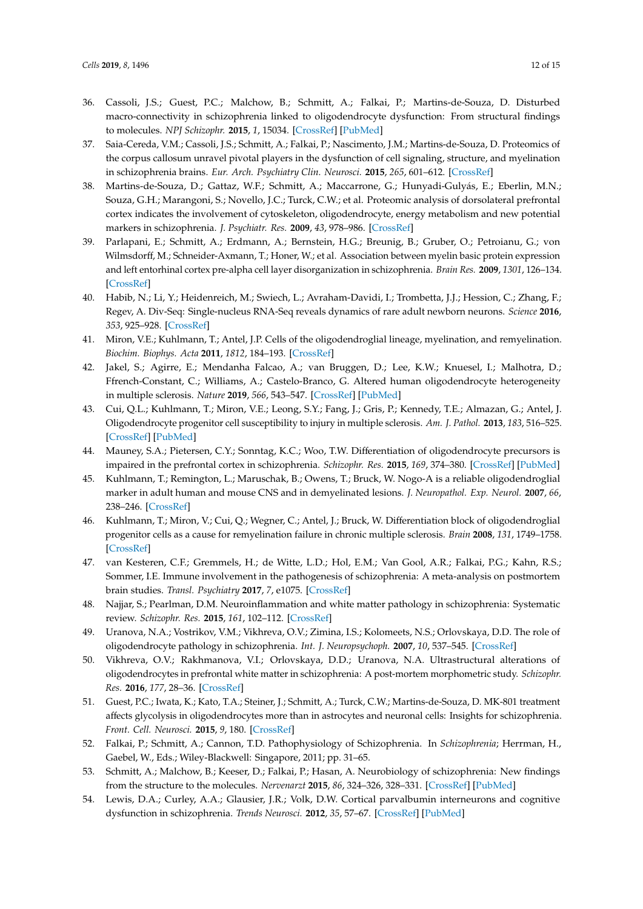36. Cassoli, J.S.; Guest, P.C.; Malchow, B.; Schmitt, A.; Falkai, P.; Martins-de-Souza, D. Disturbed macro-connectivity in schizophrenia linked to oligodendrocyte dysfunction: From structural findings to molecules. *NPJ Schizophr.* **2015**, *1*, 15034. [CrossRef] [PubMed]
37. Saia-Cereda, V.M.; Cassoli, J.S.; Schmitt, A.; Falkai, P.; Nascimento, J.M.; Martins-de-Souza, D. Proteomics of the corpus callosum unravel pivotal players in the dysfunction of cell signaling, structure, and myelination in schizophrenia brains. *Eur. Arch. Psychiatry Clin. Neurosci.* **2015**, *265*, 601–612. [CrossRef]
38. Martins-de-Souza, D.; Gattaz, W.F.; Schmitt, A.; Maccarrone, G.; Hunyadi-Gulyás, E.; Eberlin, M.N.; Souza, G.H.; Marangoni, S.; Novello, J.C.; Turck, C.W.; et al. Proteomic analysis of dorsolateral prefrontal cortex indicates the involvement of cytoskeleton, oligodendrocyte, energy metabolism and new potential markers in schizophrenia. *J. Psychiatr. Res.* **2009**, *43*, 978–986. [CrossRef]
39. Parlapani, E.; Schmitt, A.; Erdmann, A.; Bernstein, H.G.; Breunig, B.; Gruber, O.; Petroianu, G.; von Wilmsdorff, M.; Schneider-Axmann, T.; Honer, W.; et al. Association between myelin basic protein expression and left entorhinal cortex pre-alpha cell layer disorganization in schizophrenia. *Brain Res.* **2009**, *1301*, 126–134. [CrossRef]
40. Habib, N.; Li, Y.; Heidenreich, M.; Swiech, L.; Avraham-Davidi, I.; Trombetta, J.J.; Hession, C.; Zhang, F.; Regev, A. Div-Seq: Single-nucleus RNA-Seq reveals dynamics of rare adult newborn neurons. *Science* **2016**, *353*, 925–928. [CrossRef]
41. Miron, V.E.; Kuhlmann, T.; Antel, J.P. Cells of the oligodendroglial lineage, myelination, and remyelination. *Biochim. Biophys. Acta* **2011**, *1812*, 184–193. [CrossRef]
42. Jakel, S.; Agirre, E.; Mendanha Falcao, A.; van Bruggen, D.; Lee, K.W.; Knuesel, I.; Malhotra, D.; Ffrench-Constant, C.; Williams, A.; Castelo-Branco, G. Altered human oligodendrocyte heterogeneity in multiple sclerosis. *Nature* **2019**, *566*, 543–547. [CrossRef] [PubMed]
43. Cui, Q.L.; Kuhlmann, T.; Miron, V.E.; Leong, S.Y.; Fang, J.; Gris, P.; Kennedy, T.E.; Almazan, G.; Antel, J. Oligodendrocyte progenitor cell susceptibility to injury in multiple sclerosis. *Am. J. Pathol.* **2013**, *183*, 516–525. [CrossRef] [PubMed]
44. Mauney, S.A.; Pietersen, C.Y.; Sonntag, K.C.; Woo, T.W. Differentiation of oligodendrocyte precursors is impaired in the prefrontal cortex in schizophrenia. *Schizophr. Res.* **2015**, *169*, 374–380. [CrossRef] [PubMed]
45. Kuhlmann, T.; Remington, L.; Maruschak, B.; Owens, T.; Bruck, W. Nogo-A is a reliable oligodendroglial marker in adult human and mouse CNS and in demyelinated lesions. *J. Neuropathol. Exp. Neurol.* **2007**, *66*, 238–246. [CrossRef]
46. Kuhlmann, T.; Miron, V.; Cui, Q.; Wegner, C.; Antel, J.; Bruck, W. Differentiation block of oligodendroglial progenitor cells as a cause for remyelination failure in chronic multiple sclerosis. *Brain* **2008**, *131*, 1749–1758. [CrossRef]
47. van Kesteren, C.F.; Gremmels, H.; de Witte, L.D.; Hol, E.M.; Van Gool, A.R.; Falkai, P.G.; Kahn, R.S.; Sommer, I.E. Immune involvement in the pathogenesis of schizophrenia: A meta-analysis on postmortem brain studies. *Transl. Psychiatry* **2017**, *7*, e1075. [CrossRef]
48. Najjar, S.; Pearlman, D.M. Neuroinflammation and white matter pathology in schizophrenia: Systematic review. *Schizophr. Res.* **2015**, *161*, 102–112. [CrossRef]
49. Uranova, N.A.; Vostrikov, V.M.; Vikhreva, O.V.; Zimina, I.S.; Kolomeets, N.S.; Orlovskaya, D.D. The role of oligodendrocyte pathology in schizophrenia. *Int. J. Neuropsychoph.* **2007**, *10*, 537–545. [CrossRef]
50. Vikhreva, O.V.; Rakhmanova, V.I.; Orlovskaya, D.D.; Uranova, N.A. Ultrastructural alterations of oligodendrocytes in prefrontal white matter in schizophrenia: A post-mortem morphometric study. *Schizophr. Res.* **2016**, *177*, 28–36. [CrossRef]
51. Guest, P.C.; Iwata, K.; Kato, T.A.; Steiner, J.; Schmitt, A.; Turck, C.W.; Martins-de-Souza, D. MK-801 treatment affects glycolysis in oligodendrocytes more than in astrocytes and neuronal cells: Insights for schizophrenia. *Front. Cell. Neurosci.* **2015**, *9*, 180. [CrossRef]
52. Falkai, P.; Schmitt, A.; Cannon, T.D. Pathophysiology of Schizophrenia. In *Schizophrenia*; Herrman, H., Gaebel, W., Eds.; Wiley-Blackwell: Singapore, 2011; pp. 31–65.
53. Schmitt, A.; Malchow, B.; Keeser, D.; Falkai, P.; Hasan, A. Neurobiology of schizophrenia: New findings from the structure to the molecules. *Nervenarzt* **2015**, *86*, 324–326, 328–331. [CrossRef] [PubMed]
54. Lewis, D.A.; Curley, A.A.; Glausier, J.R.; Volk, D.W. Cortical parvalbumin interneurons and cognitive dysfunction in schizophrenia. *Trends Neurosci.* **2012**, *35*, 57–67. [CrossRef] [PubMed]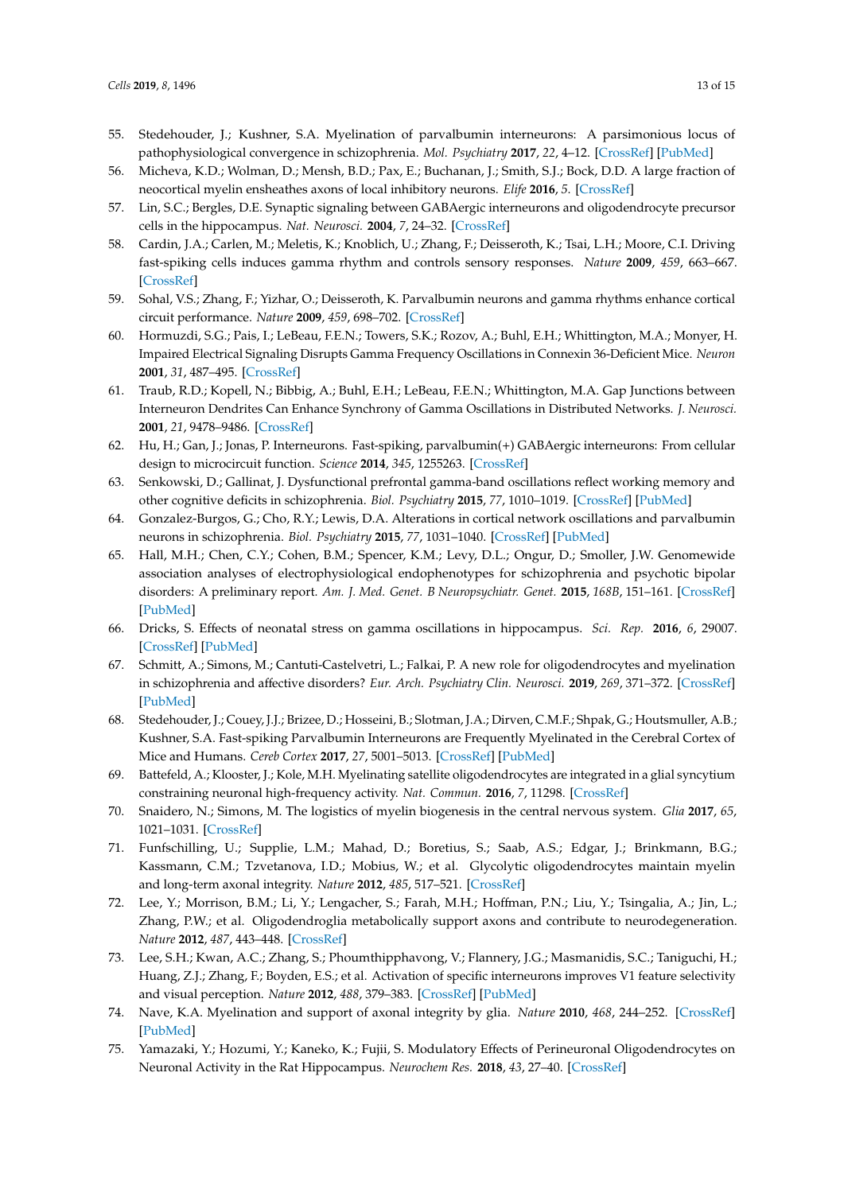55. Stedehouder, J.; Kushner, S.A. Myelination of parvalbumin interneurons: A parsimonious locus of pathophysiological convergence in schizophrenia. *Mol. Psychiatry* **2017**, *22*, 4–12. [CrossRef] [PubMed]
56. Micheva, K.D.; Wolman, D.; Mensh, B.D.; Pax, E.; Buchanan, J.; Smith, S.J.; Bock, D.D. A large fraction of neocortical myelin ensheathes axons of local inhibitory neurons. *Elife* **2016**, *5*. [CrossRef]
57. Lin, S.C.; Bergles, D.E. Synaptic signaling between GABAergic interneurons and oligodendrocyte precursor cells in the hippocampus. *Nat. Neurosci.* **2004**, *7*, 24–32. [CrossRef]
58. Cardin, J.A.; Carlen, M.; Meletis, K.; Knoblich, U.; Zhang, F.; Deisseroth, K.; Tsai, L.H.; Moore, C.I. Driving fast-spiking cells induces gamma rhythm and controls sensory responses. *Nature* **2009**, *459*, 663–667. [CrossRef]
59. Sohal, V.S.; Zhang, F.; Yizhar, O.; Deisseroth, K. Parvalbumin neurons and gamma rhythms enhance cortical circuit performance. *Nature* **2009**, *459*, 698–702. [CrossRef]
60. Hormuzdi, S.G.; Pais, I.; LeBeau, F.E.N.; Towers, S.K.; Rozov, A.; Buhl, E.H.; Whittington, M.A.; Monyer, H. Impaired Electrical Signaling Disrupts Gamma Frequency Oscillations in Connexin 36-Deficient Mice. *Neuron* **2001**, *31*, 487–495. [CrossRef]
61. Traub, R.D.; Kopell, N.; Bibbig, A.; Buhl, E.H.; LeBeau, F.E.N.; Whittington, M.A. Gap Junctions between Interneuron Dendrites Can Enhance Synchrony of Gamma Oscillations in Distributed Networks. *J. Neurosci.* **2001**, *21*, 9478–9486. [CrossRef]
62. Hu, H.; Gan, J.; Jonas, P. Interneurons. Fast-spiking, parvalbumin(+) GABAergic interneurons: From cellular design to microcircuit function. *Science* **2014**, *345*, 1255263. [CrossRef]
63. Senkowski, D.; Gallinat, J. Dysfunctional prefrontal gamma-band oscillations reflect working memory and other cognitive deficits in schizophrenia. *Biol. Psychiatry* **2015**, *77*, 1010–1019. [CrossRef] [PubMed]
64. Gonzalez-Burgos, G.; Cho, R.Y.; Lewis, D.A. Alterations in cortical network oscillations and parvalbumin neurons in schizophrenia. *Biol. Psychiatry* **2015**, *77*, 1031–1040. [CrossRef] [PubMed]
65. Hall, M.H.; Chen, C.Y.; Cohen, B.M.; Spencer, K.M.; Levy, D.L.; Ongur, D.; Smoller, J.W. Genomewide association analyses of electrophysiological endophenotypes for schizophrenia and psychotic bipolar disorders: A preliminary report. *Am. J. Med. Genet. B Neuropsychiatr. Genet.* **2015**, *168B*, 151–161. [CrossRef] [PubMed]
66. Dricks, S. Effects of neonatal stress on gamma oscillations in hippocampus. *Sci. Rep.* **2016**, *6*, 29007. [CrossRef] [PubMed]
67. Schmitt, A.; Simons, M.; Cantuti-Castelvetri, L.; Falkai, P. A new role for oligodendrocytes and myelination in schizophrenia and affective disorders? *Eur. Arch. Psychiatry Clin. Neurosci.* **2019**, *269*, 371–372. [CrossRef] [PubMed]
68. Stedehouder, J.; Couey, J.J.; Brizee, D.; Hosseini, B.; Slotman, J.A.; Dirven, C.M.F.; Shpak, G.; Houtsmuller, A.B.; Kushner, S.A. Fast-spiking Parvalbumin Interneurons are Frequently Myelinated in the Cerebral Cortex of Mice and Humans. *Cereb Cortex* **2017**, *27*, 5001–5013. [CrossRef] [PubMed]
69. Battefeld, A.; Klooster, J.; Kole, M.H. Myelinating satellite oligodendrocytes are integrated in a glial syncytium constraining neuronal high-frequency activity. *Nat. Commun.* **2016**, *7*, 11298. [CrossRef]
70. Snaidero, N.; Simons, M. The logistics of myelin biogenesis in the central nervous system. *Glia* **2017**, *65*, 1021–1031. [CrossRef]
71. Funfschilling, U.; Supplie, L.M.; Mahad, D.; Boretius, S.; Saab, A.S.; Edgar, J.; Brinkmann, B.G.; Kassmann, C.M.; Tzvetanova, I.D.; Mobius, W.; et al. Glycolytic oligodendrocytes maintain myelin and long-term axonal integrity. *Nature* **2012**, *485*, 517–521. [CrossRef]
72. Lee, Y.; Morrison, B.M.; Li, Y.; Lengacher, S.; Farah, M.H.; Hoffman, P.N.; Liu, Y.; Tsingalia, A.; Jin, L.; Zhang, P.W.; et al. Oligodendroglia metabolically support axons and contribute to neurodegeneration. *Nature* **2012**, *487*, 443–448. [CrossRef]
73. Lee, S.H.; Kwan, A.C.; Zhang, S.; Phoumthipphavong, V.; Flannery, J.G.; Masmanidis, S.C.; Taniguchi, H.; Huang, Z.J.; Zhang, F.; Boyden, E.S.; et al. Activation of specific interneurons improves V1 feature selectivity and visual perception. *Nature* **2012**, *488*, 379–383. [CrossRef] [PubMed]
74. Nave, K.A. Myelination and support of axonal integrity by glia. *Nature* **2010**, *468*, 244–252. [CrossRef] [PubMed]
75. Yamazaki, Y.; Hozumi, Y.; Kaneko, K.; Fujii, S. Modulatory Effects of Perineuronal Oligodendrocytes on Neuronal Activity in the Rat Hippocampus. *Neurochem Res.* **2018**, *43*, 27–40. [CrossRef]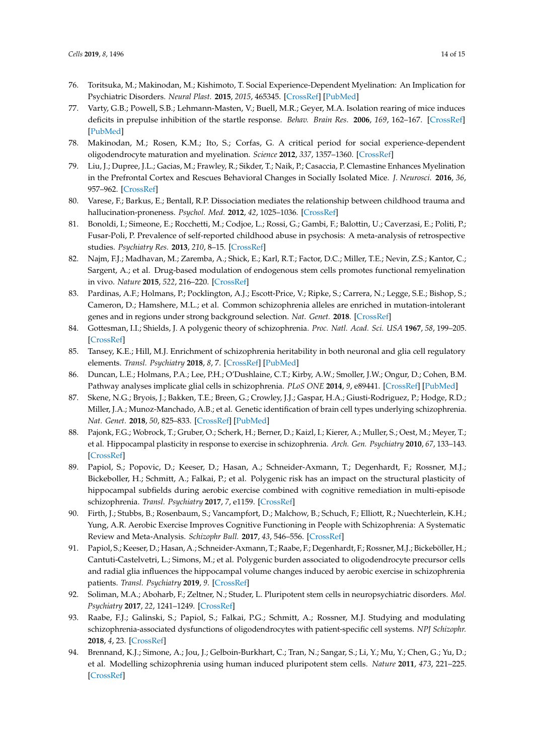76. Toritsuka, M.; Makinodan, M.; Kishimoto, T. Social Experience-Dependent Myelination: An Implication for Psychiatric Disorders. *Neural Plast.* **2015**, *2015*, 465345. [CrossRef] [PubMed]
77. Varty, G.B.; Powell, S.B.; Lehmann-Masten, V.; Buell, M.R.; Geyer, M.A. Isolation rearing of mice induces deficits in prepulse inhibition of the startle response. *Behav. Brain Res.* **2006**, *169*, 162–167. [CrossRef] [PubMed]
78. Makinodan, M.; Rosen, K.M.; Ito, S.; Corfas, G. A critical period for social experience-dependent oligodendrocyte maturation and myelination. *Science* **2012**, *337*, 1357–1360. [CrossRef]
79. Liu, J.; Dupree, J.L.; Gacias, M.; Frawley, R.; Sikder, T.; Naik, P.; Casaccia, P. Clemastine Enhances Myelination in the Prefrontal Cortex and Rescues Behavioral Changes in Socially Isolated Mice. *J. Neurosci.* **2016**, *36*, 957–962. [CrossRef]
80. Varese, F.; Barkus, E.; Bentall, R.P. Dissociation mediates the relationship between childhood trauma and hallucination-proneness. *Psychol. Med.* **2012**, *42*, 1025–1036. [CrossRef]
81. Bonoldi, I.; Simeone, E.; Rocchetti, M.; Codjoe, L.; Rossi, G.; Gambi, F.; Balottin, U.; Caverzasi, E.; Politi, P.; Fusar-Poli, P. Prevalence of self-reported childhood abuse in psychosis: A meta-analysis of retrospective studies. *Psychiatry Res.* **2013**, *210*, 8–15. [CrossRef]
82. Najm, F.J.; Madhavan, M.; Zaremba, A.; Shick, E.; Karl, R.T.; Factor, D.C.; Miller, T.E.; Nevin, Z.S.; Kantor, C.; Sargent, A.; et al. Drug-based modulation of endogenous stem cells promotes functional remyelination in vivo. *Nature* **2015**, *522*, 216–220. [CrossRef]
83. Pardinas, A.F.; Holmans, P.; Pocklington, A.J.; Escott-Price, V.; Ripke, S.; Carrera, N.; Legge, S.E.; Bishop, S.; Cameron, D.; Hamshere, M.L.; et al. Common schizophrenia alleles are enriched in mutation-intolerant genes and in regions under strong background selection. *Nat. Genet.* **2018**. [CrossRef]
84. Gottesman, I.I.; Shields, J. A polygenic theory of schizophrenia. *Proc. Natl. Acad. Sci. USA* **1967**, *58*, 199–205. [CrossRef]
85. Tansey, K.E.; Hill, M.J. Enrichment of schizophrenia heritability in both neuronal and glia cell regulatory elements. *Transl. Psychiatry* **2018**, *8*, 7. [CrossRef] [PubMed]
86. Duncan, L.E.; Holmans, P.A.; Lee, P.H.; O'Dushlaine, C.T.; Kirby, A.W.; Smoller, J.W.; Ongur, D.; Cohen, B.M. Pathway analyses implicate glial cells in schizophrenia. *PLoS ONE* **2014**, *9*, e89441. [CrossRef] [PubMed]
87. Skene, N.G.; Bryois, J.; Bakken, T.E.; Breen, G.; Crowley, J.J.; Gaspar, H.A.; Giusti-Rodriguez, P.; Hodge, R.D.; Miller, J.A.; Munoz-Manchado, A.B.; et al. Genetic identification of brain cell types underlying schizophrenia. *Nat. Genet.* **2018**, *50*, 825–833. [CrossRef] [PubMed]
88. Pajonk, F.G.; Wobrock, T.; Gruber, O.; Scherk, H.; Berner, D.; Kaizl, I.; Kierer, A.; Muller, S.; Oest, M.; Meyer, T.; et al. Hippocampal plasticity in response to exercise in schizophrenia. *Arch. Gen. Psychiatry* **2010**, *67*, 133–143. [CrossRef]
89. Papiol, S.; Popovic, D.; Keeser, D.; Hasan, A.; Schneider-Axmann, T.; Degenhardt, F.; Rossner, M.J.; Bickeboller, H.; Schmitt, A.; Falkai, P.; et al. Polygenic risk has an impact on the structural plasticity of hippocampal subfields during aerobic exercise combined with cognitive remediation in multi-episode schizophrenia. *Transl. Psychiatry* **2017**, *7*, e1159. [CrossRef]
90. Firth, J.; Stubbs, B.; Rosenbaum, S.; Vancampfort, D.; Malchow, B.; Schuch, F.; Elliott, R.; Nuechterlein, K.H.; Yung, A.R. Aerobic Exercise Improves Cognitive Functioning in People with Schizophrenia: A Systematic Review and Meta-Analysis. *Schizophr Bull.* **2017**, *43*, 546–556. [CrossRef]
91. Papiol, S.; Keeser, D.; Hasan, A.; Schneider-Axmann, T.; Raabe, F.; Degenhardt, F.; Rossner, M.J.; Bickeböller, H.; Cantuti-Castelvetri, L.; Simons, M.; et al. Polygenic burden associated to oligodendrocyte precursor cells and radial glia influences the hippocampal volume changes induced by aerobic exercise in schizophrenia patients. *Transl. Psychiatry* **2019**, *9*. [CrossRef]
92. Soliman, M.A.; Aboharb, F.; Zeltner, N.; Studer, L. Pluripotent stem cells in neuropsychiatric disorders. *Mol. Psychiatry* **2017**, *22*, 1241–1249. [CrossRef]
93. Raabe, F.J.; Galinski, S.; Papiol, S.; Falkai, P.G.; Schmitt, A.; Rossner, M.J. Studying and modulating schizophrenia-associated dysfunctions of oligodendrocytes with patient-specific cell systems. *NPJ Schizophr.* **2018**, *4*, 23. [CrossRef]
94. Brennand, K.J.; Simone, A.; Jou, J.; Gelboin-Burkhart, C.; Tran, N.; Sangar, S.; Li, Y.; Mu, Y.; Chen, G.; Yu, D.; et al. Modelling schizophrenia using human induced pluripotent stem cells. *Nature* **2011**, *473*, 221–225. [CrossRef]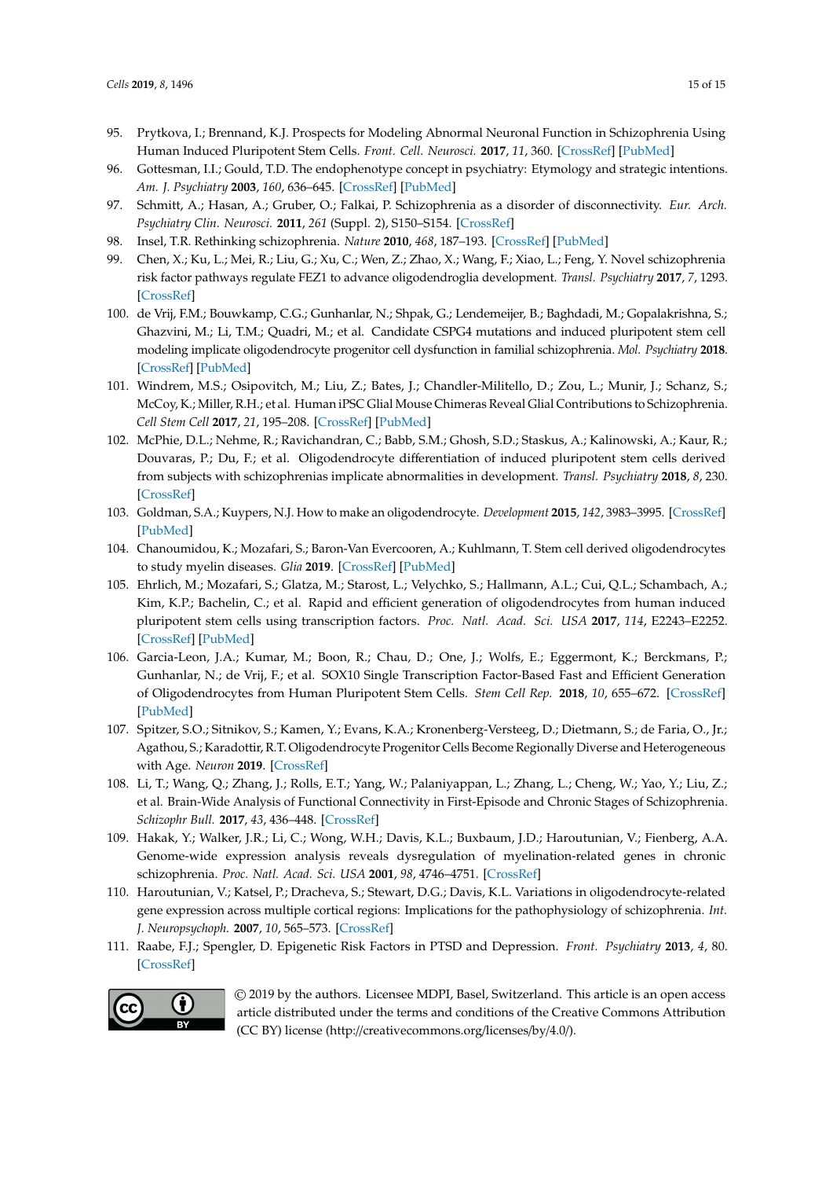95. Prytkova, I.; Brennand, K.J. Prospects for Modeling Abnormal Neuronal Function in Schizophrenia Using Human Induced Pluripotent Stem Cells. *Front. Cell. Neurosci.* **2017**, *11*, 360. [CrossRef] [PubMed]
96. Gottesman, I.I.; Gould, T.D. The endophenotype concept in psychiatry: Etymology and strategic intentions. *Am. J. Psychiatry* **2003**, *160*, 636–645. [CrossRef] [PubMed]
97. Schmitt, A.; Hasan, A.; Gruber, O.; Falkai, P. Schizophrenia as a disorder of disconnectivity. *Eur. Arch. Psychiatry Clin. Neurosci.* **2011**, *261* (Suppl. 2), S150–S154. [CrossRef]
98. Insel, T.R. Rethinking schizophrenia. *Nature* **2010**, *468*, 187–193. [CrossRef] [PubMed]
99. Chen, X.; Ku, L.; Mei, R.; Liu, G.; Xu, C.; Wen, Z.; Zhao, X.; Wang, F.; Xiao, L.; Feng, Y. Novel schizophrenia risk factor pathways regulate FEZ1 to advance oligodendroglia development. *Transl. Psychiatry* **2017**, *7*, 1293. [CrossRef]
100. de Vrij, F.M.; Bouwkamp, C.G.; Gunhanlar, N.; Shpak, G.; Lendemeijer, B.; Baghdadi, M.; Gopalakrishna, S.; Ghazvini, M.; Li, T.M.; Quadri, M.; et al. Candidate CSPG4 mutations and induced pluripotent stem cell modeling implicate oligodendrocyte progenitor cell dysfunction in familial schizophrenia. *Mol. Psychiatry* **2018**. [CrossRef] [PubMed]
101. Windrem, M.S.; Osipovitch, M.; Liu, Z.; Bates, J.; Chandler-Militello, D.; Zou, L.; Munir, J.; Schanz, S.; McCoy, K.; Miller, R.H.; et al. Human iPSC Glial Mouse Chimeras Reveal Glial Contributions to Schizophrenia. *Cell Stem Cell* **2017**, *21*, 195–208. [CrossRef] [PubMed]
102. McPhie, D.L.; Nehme, R.; Ravichandran, C.; Babb, S.M.; Ghosh, S.D.; Staskus, A.; Kalinowski, A.; Kaur, R.; Douvaras, P.; Du, F.; et al. Oligodendrocyte differentiation of induced pluripotent stem cells derived from subjects with schizophrenias implicate abnormalities in development. *Transl. Psychiatry* **2018**, *8*, 230. [CrossRef]
103. Goldman, S.A.; Kuypers, N.J. How to make an oligodendrocyte. *Development* **2015**, *142*, 3983–3995. [CrossRef] [PubMed]
104. Chanoumidou, K.; Mozafari, S.; Baron-Van Evercooren, A.; Kuhlmann, T. Stem cell derived oligodendrocytes to study myelin diseases. *Glia* **2019**. [CrossRef] [PubMed]
105. Ehrlich, M.; Mozafari, S.; Glatza, M.; Starost, L.; Velychko, S.; Hallmann, A.L.; Cui, Q.L.; Schambach, A.; Kim, K.P.; Bachelin, C.; et al. Rapid and efficient generation of oligodendrocytes from human induced pluripotent stem cells using transcription factors. *Proc. Natl. Acad. Sci. USA* **2017**, *114*, E2243–E2252. [CrossRef] [PubMed]
106. Garcia-Leon, J.A.; Kumar, M.; Boon, R.; Chau, D.; One, J.; Wolfs, E.; Eggermont, K.; Berckmans, P.; Gunhanlar, N.; de Vrij, F.; et al. SOX10 Single Transcription Factor-Based Fast and Efficient Generation of Oligodendrocytes from Human Pluripotent Stem Cells. *Stem Cell Rep.* **2018**, *10*, 655–672. [CrossRef] [PubMed]
107. Spitzer, S.O.; Sitnikov, S.; Kamen, Y.; Evans, K.A.; Kronenberg-Versteeg, D.; Dietmann, S.; de Faria, O., Jr.; Agathou, S.; Karadottir, R.T. Oligodendrocyte Progenitor Cells Become Regionally Diverse and Heterogeneous with Age. *Neuron* **2019**. [CrossRef]
108. Li, T.; Wang, Q.; Zhang, J.; Rolls, E.T.; Yang, W.; Palaniyappan, L.; Zhang, L.; Cheng, W.; Yao, Y.; Liu, Z.; et al. Brain-Wide Analysis of Functional Connectivity in First-Episode and Chronic Stages of Schizophrenia. *Schizophr Bull.* **2017**, *43*, 436–448. [CrossRef]
109. Hakak, Y.; Walker, J.R.; Li, C.; Wong, W.H.; Davis, K.L.; Buxbaum, J.D.; Haroutunian, V.; Fienberg, A.A. Genome-wide expression analysis reveals dysregulation of myelination-related genes in chronic schizophrenia. *Proc. Natl. Acad. Sci. USA* **2001**, *98*, 4746–4751. [CrossRef]
110. Haroutunian, V.; Katsel, P.; Dracheva, S.; Stewart, D.G.; Davis, K.L. Variations in oligodendrocyte-related gene expression across multiple cortical regions: Implications for the pathophysiology of schizophrenia. *Int. J. Neuropsychoph.* **2007**, *10*, 565–573. [CrossRef]
111. Raabe, F.J.; Spengler, D. Epigenetic Risk Factors in PTSD and Depression. *Front. Psychiatry* **2013**, *4*, 80. [CrossRef]

© 2019 by the authors. Licensee MDPI, Basel, Switzerland. This article is an open access article distributed under the terms and conditions of the Creative Commons Attribution (CC BY) license (http://creativecommons.org/licenses/by/4.0/).